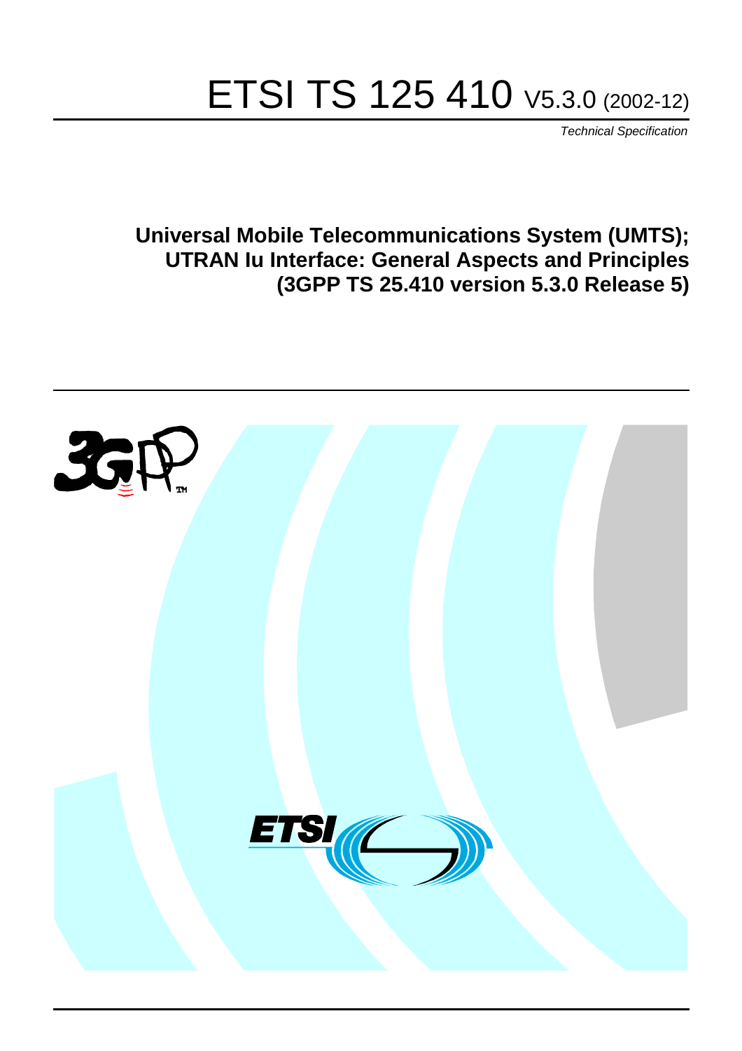# ETSI TS 125 410 V5.3.0 (2002-12)

*Technical Specification*

**Universal Mobile Telecommunications System (UMTS);
UTRAN Iu Interface: General Aspects and Principles
(3GPP TS 25.410 version 5.3.0 Release 5)**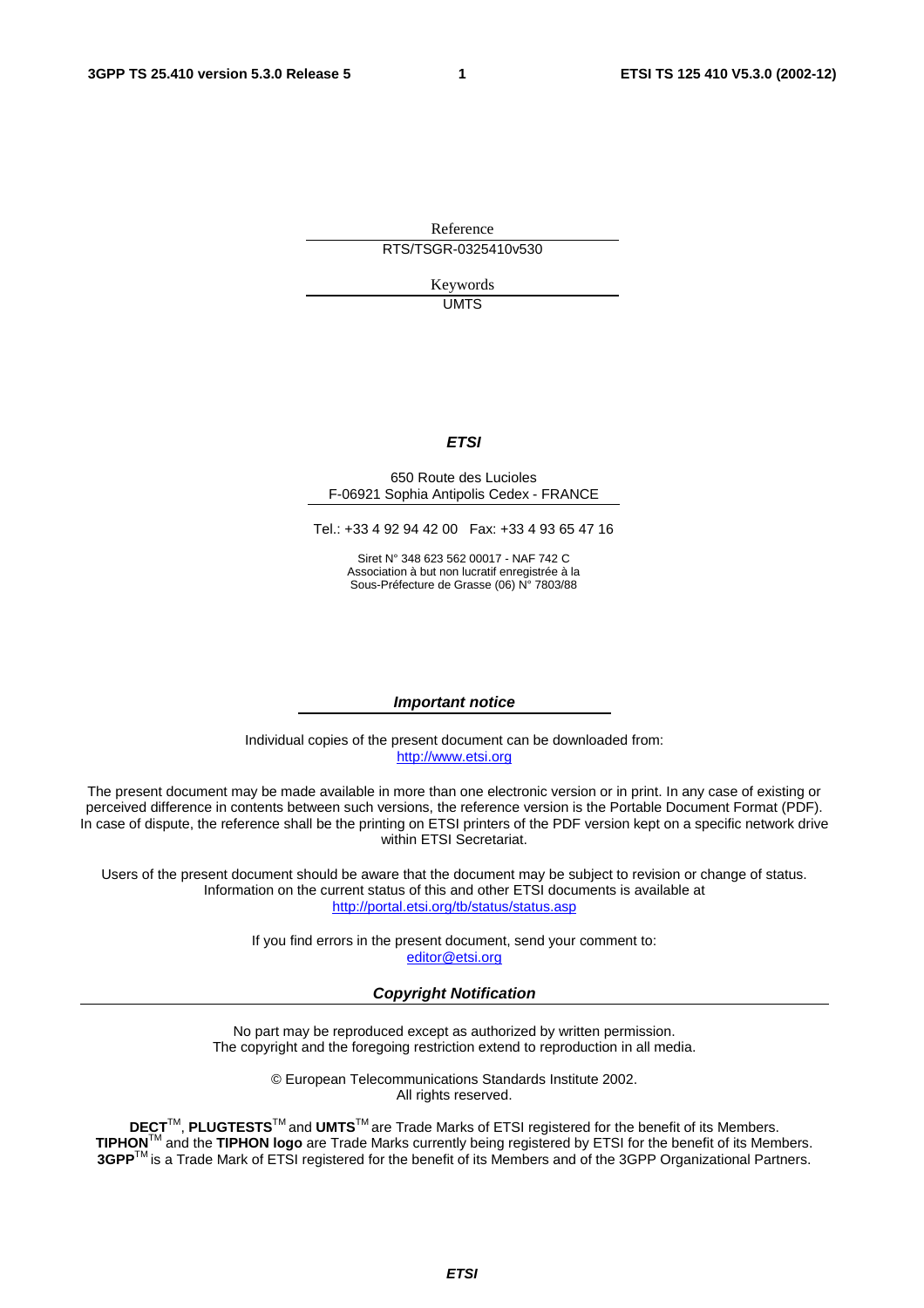Reference

RTS/TSGR-0325410v530

Keywords

UMTS

***ETSI***

650 Route des Lucioles
F-06921 Sophia Antipolis Cedex - FRANCE

Tel.: +33 4 92 94 42 00 Fax: +33 4 93 65 47 16

Siret N° 348 623 562 00017 - NAF 742 C
Association à but non lucratif enregistrée à la
Sous-Préfecture de Grasse (06) N° 7803/88

***Important notice***

Individual copies of the present document can be downloaded from:
http://www.etsi.org

The present document may be made available in more than one electronic version or in print. In any case of existing or perceived difference in contents between such versions, the reference version is the Portable Document Format (PDF). In case of dispute, the reference shall be the printing on ETSI printers of the PDF version kept on a specific network drive within ETSI Secretariat.

Users of the present document should be aware that the document may be subject to revision or change of status. Information on the current status of this and other ETSI documents is available at
http://portal.etsi.org/tb/status/status.asp

If you find errors in the present document, send your comment to:
editor@etsi.org

***Copyright Notification***

No part may be reproduced except as authorized by written permission.
The copyright and the foregoing restriction extend to reproduction in all media.

© European Telecommunications Standards Institute 2002.
All rights reserved.

**DECT**TM, **PLUGTESTS**TM and **UMTS**TM are Trade Marks of ETSI registered for the benefit of its Members.
**TIPHON**TM and the **TIPHON logo** are Trade Marks currently being registered by ETSI for the benefit of its Members.
**3GPP**TM is a Trade Mark of ETSI registered for the benefit of its Members and of the 3GPP Organizational Partners.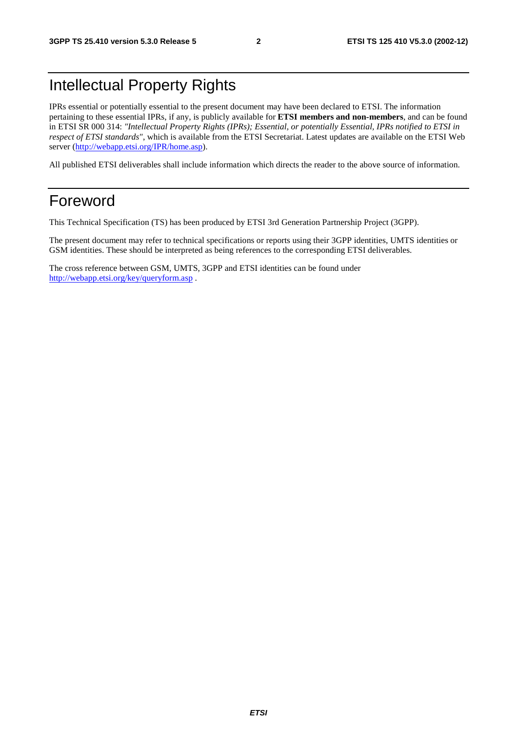# Intellectual Property Rights

IPRs essential or potentially essential to the present document may have been declared to ETSI. The information pertaining to these essential IPRs, if any, is publicly available for **ETSI members and non-members**, and can be found in ETSI SR 000 314: *"Intellectual Property Rights (IPRs); Essential, or potentially Essential, IPRs notified to ETSI in respect of ETSI standards"*, which is available from the ETSI Secretariat. Latest updates are available on the ETSI Web server (http://webapp.etsi.org/IPR/home.asp).

All published ETSI deliverables shall include information which directs the reader to the above source of information.

# Foreword

This Technical Specification (TS) has been produced by ETSI 3rd Generation Partnership Project (3GPP).

The present document may refer to technical specifications or reports using their 3GPP identities, UMTS identities or GSM identities. These should be interpreted as being references to the corresponding ETSI deliverables.

The cross reference between GSM, UMTS, 3GPP and ETSI identities can be found under http://webapp.etsi.org/key/queryform.asp .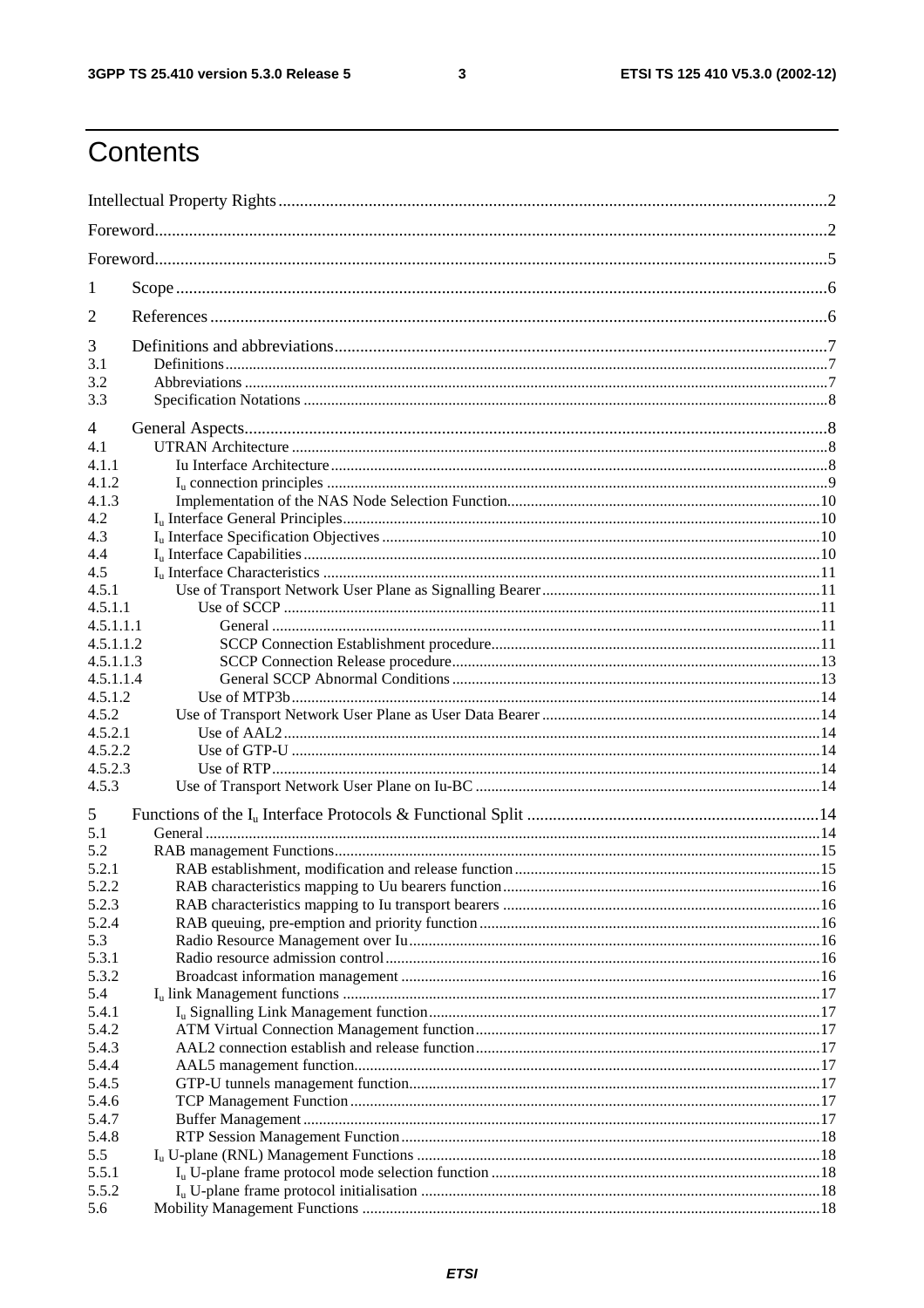# Contents

Intellectual Property Rights ....................................................................................................................................2

Foreword...................................................................................................................................................................2

Foreword...................................................................................................................................................................5

1 Scope ....................................................................................................................................................................6

2 References ............................................................................................................................................................6

3 Definitions and abbreviations ..............................................................................................................................7

3.1 Definitions .........................................................................................................................................................7

3.2 Abbreviations ....................................................................................................................................................7

3.3 Specification Notations .....................................................................................................................................8

4 General Aspects ...................................................................................................................................................8

4.1 UTRAN Architecture ........................................................................................................................................8

4.1.1 Iu Interface Architecture ................................................................................................................................8

4.1.2 $I_u$ connection principles ..............................................................................................................................9

4.1.3 Implementation of the NAS Node Selection Function ..................................................................................10

4.2 $I_u$ Interface General Principles ........................................................................................................................10

4.3 $I_u$ Interface Specification Objectives ..............................................................................................................10

4.4 $I_u$ Interface Capabilities ...................................................................................................................................10

4.5 $I_u$ Interface Characteristics ..............................................................................................................................11

4.5.1 Use of Transport Network User Plane as Signalling Bearer ..........................................................................11

4.5.1.1 Use of SCCP .................................................................................................................................................11

4.5.1.1.1 General ......................................................................................................................................................11

4.5.1.1.2 SCCP Connection Establishment procedure ...............................................................................................11

4.5.1.1.3 SCCP Connection Release procedure ........................................................................................................13

4.5.1.1.4 General SCCP Abnormal Conditions .........................................................................................................13

4.5.1.2 Use of MTP3b ...............................................................................................................................................14

4.5.2 Use of Transport Network User Plane as User Data Bearer ...........................................................................14

4.5.2.1 Use of AAL2 ..................................................................................................................................................14

4.5.2.2 Use of GTP-U ................................................................................................................................................14

4.5.2.3 Use of RTP ....................................................................................................................................................14

4.5.3 Use of Transport Network User Plane on Iu-BC ............................................................................................14

5 Functions of the $I_u$ Interface Protocols & Functional Split ..............................................................................14

5.1 General ............................................................................................................................................................14

5.2 RAB management Functions ...........................................................................................................................15

5.2.1 RAB establishment, modification and release function ................................................................................15

5.2.2 RAB characteristics mapping to Uu bearers function ....................................................................................16

5.2.3 RAB characteristics mapping to Iu transport bearers ....................................................................................16

5.2.4 RAB queuing, pre-emption and priority function ..........................................................................................16

5.3 Radio Resource Management over Iu ..............................................................................................................16

5.3.1 Radio resource admission control ..................................................................................................................16

5.3.2 Broadcast information management ..............................................................................................................16

5.4 $I_u$ link Management functions ........................................................................................................................17

5.4.1 $I_u$ Signalling Link Management function ......................................................................................................17

5.4.2 ATM Virtual Connection Management function ...........................................................................................17

5.4.3 AAL2 connection establish and release function ..........................................................................................17

5.4.4 AAL5 management function ..........................................................................................................................17

5.4.5 GTP-U tunnels management function ...........................................................................................................17

5.4.6 TCP Management Function ...........................................................................................................................17

5.4.7 Buffer Management .......................................................................................................................................17

5.4.8 RTP Session Management Function ..............................................................................................................18

5.5 $I_u$ U-plane (RNL) Management Functions ......................................................................................................18

5.5.1 $I_u$ U-plane frame protocol mode selection function .......................................................................................18

5.5.2 $I_u$ U-plane frame protocol initialisation .........................................................................................................18

5.6 Mobility Management Functions ....................................................................................................................18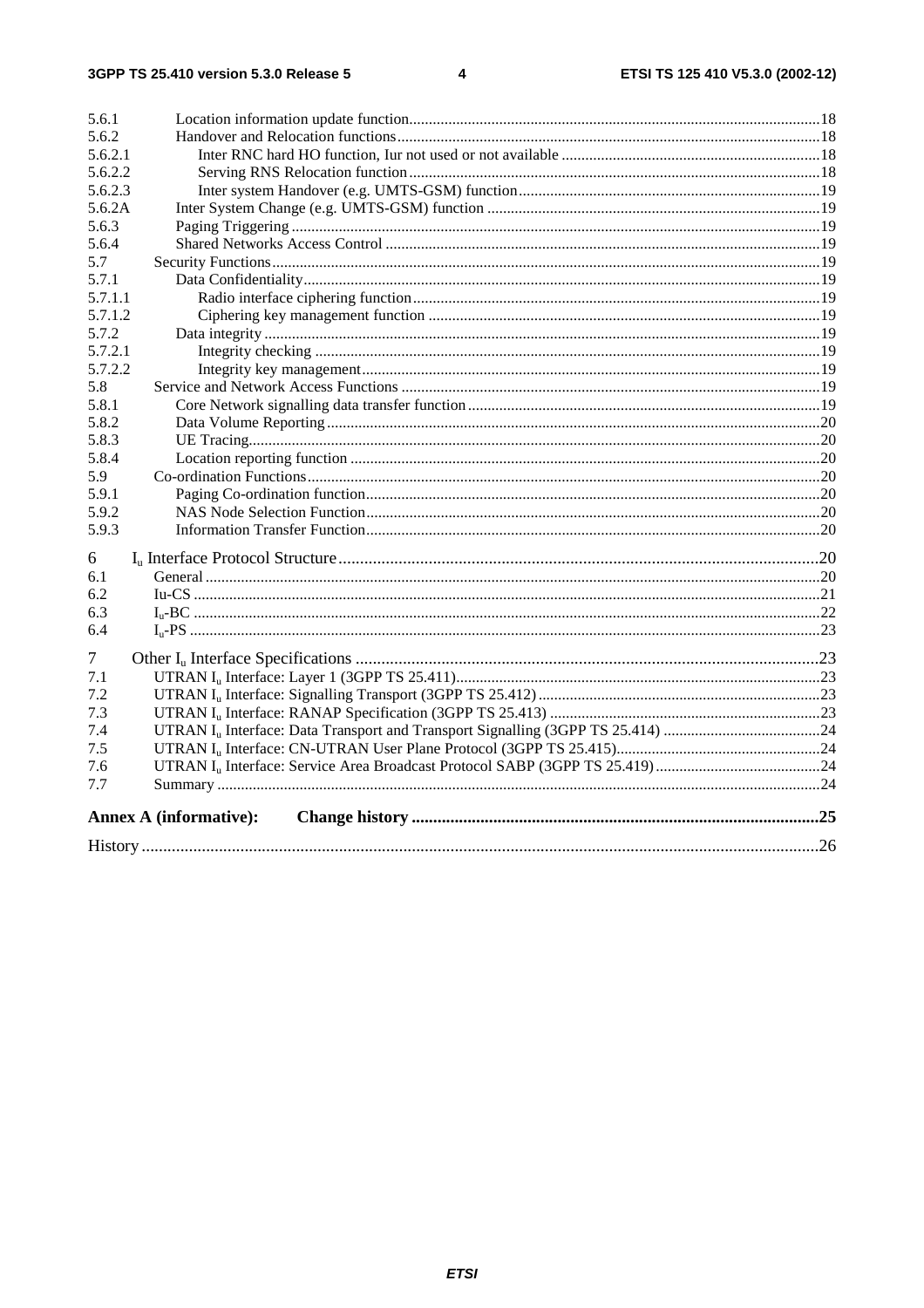5.6.1 Location information update function....18
5.6.2 Handover and Relocation functions....18
5.6.2.1 Inter RNC hard HO function, Iur not used or not available....18
5.6.2.2 Serving RNS Relocation function....18
5.6.2.3 Inter system Handover (e.g. UMTS-GSM) function....19
5.6.2A Inter System Change (e.g. UMTS-GSM) function....19
5.6.3 Paging Triggering....19
5.6.4 Shared Networks Access Control....19
5.7 Security Functions....19
5.7.1 Data Confidentiality....19
5.7.1.1 Radio interface ciphering function....19
5.7.1.2 Ciphering key management function....19
5.7.2 Data integrity....19
5.7.2.1 Integrity checking....19
5.7.2.2 Integrity key management....19
5.8 Service and Network Access Functions....19
5.8.1 Core Network signalling data transfer function....19
5.8.2 Data Volume Reporting....20
5.8.3 UE Tracing....20
5.8.4 Location reporting function....20
5.9 Co-ordination Functions....20
5.9.1 Paging Co-ordination function....20
5.9.2 NAS Node Selection Function....20
5.9.3 Information Transfer Function....20

6 $I_u$ Interface Protocol Structure....20
6.1 General....20
6.2 Iu-CS....21
6.3 $I_u$-BC....22
6.4 $I_u$-PS....23

7 Other $I_u$ Interface Specifications....23
7.1 UTRAN $I_u$ Interface: Layer 1 (3GPP TS 25.411)....23
7.2 UTRAN $I_u$ Interface: Signalling Transport (3GPP TS 25.412)....23
7.3 UTRAN $I_u$ Interface: RANAP Specification (3GPP TS 25.413)....23
7.4 UTRAN $I_u$ Interface: Data Transport and Transport Signalling (3GPP TS 25.414)....24
7.5 UTRAN $I_u$ Interface: CN-UTRAN User Plane Protocol (3GPP TS 25.415)....24
7.6 UTRAN $I_u$ Interface: Service Area Broadcast Protocol SABP (3GPP TS 25.419)....24
7.7 Summary....24

**Annex A (informative): Change history....25**

History....26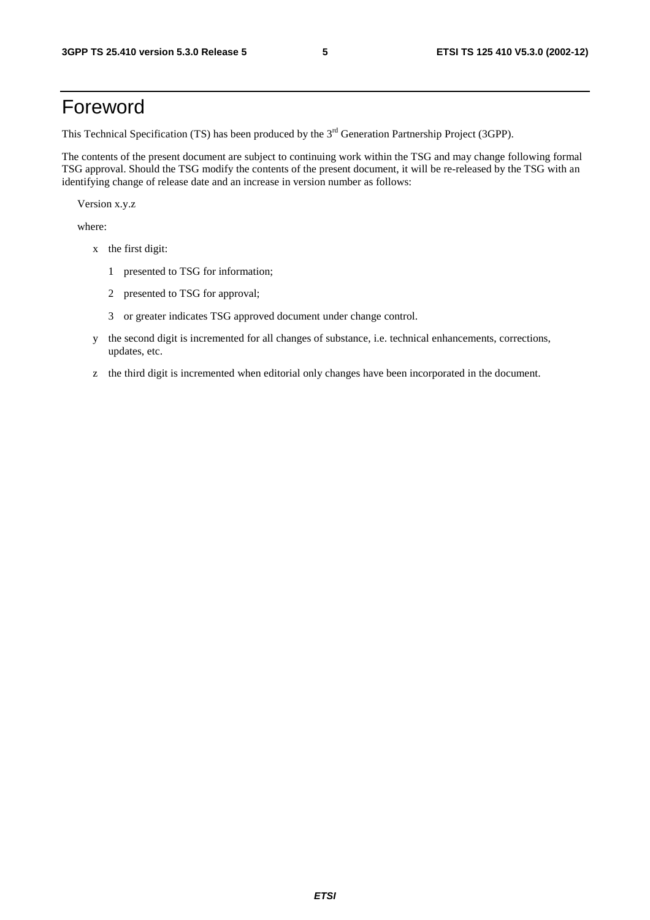# Foreword

This Technical Specification (TS) has been produced by the 3rd Generation Partnership Project (3GPP).

The contents of the present document are subject to continuing work within the TSG and may change following formal TSG approval. Should the TSG modify the contents of the present document, it will be re-released by the TSG with an identifying change of release date and an increase in version number as follows:

Version x.y.z

where:

- x the first digit:
  - 1 presented to TSG for information;
  - 2 presented to TSG for approval;
  - 3 or greater indicates TSG approved document under change control.
- y the second digit is incremented for all changes of substance, i.e. technical enhancements, corrections, updates, etc.
- z the third digit is incremented when editorial only changes have been incorporated in the document.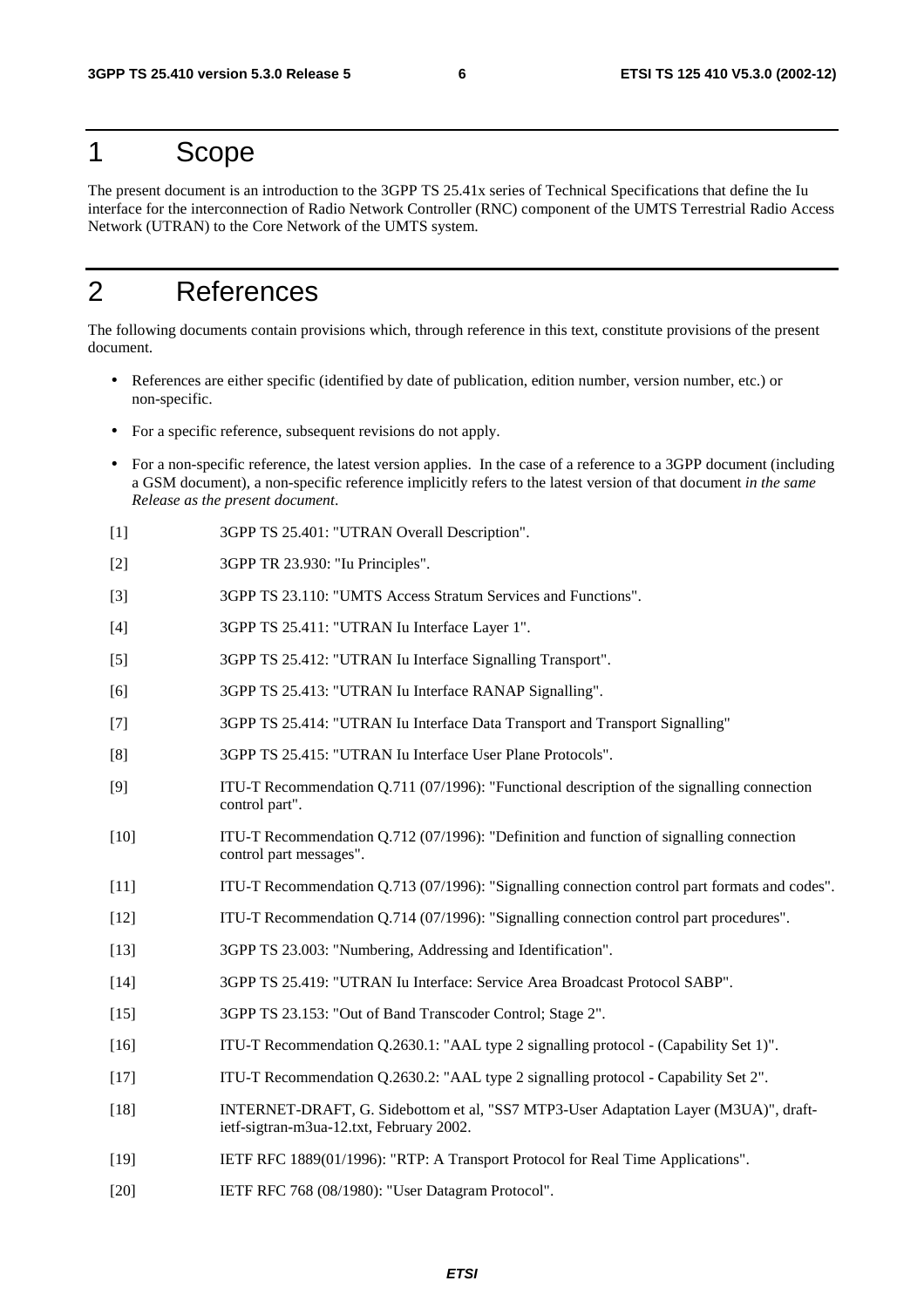# 1 Scope

The present document is an introduction to the 3GPP TS 25.41x series of Technical Specifications that define the Iu interface for the interconnection of Radio Network Controller (RNC) component of the UMTS Terrestrial Radio Access Network (UTRAN) to the Core Network of the UMTS system.

# 2 References

The following documents contain provisions which, through reference in this text, constitute provisions of the present document.

- References are either specific (identified by date of publication, edition number, version number, etc.) or non-specific.
- For a specific reference, subsequent revisions do not apply.
- For a non-specific reference, the latest version applies. In the case of a reference to a 3GPP document (including a GSM document), a non-specific reference implicitly refers to the latest version of that document *in the same Release as the present document*.

[1] 3GPP TS 25.401: "UTRAN Overall Description".

[2] 3GPP TR 23.930: "Iu Principles".

[3] 3GPP TS 23.110: "UMTS Access Stratum Services and Functions".

[4] 3GPP TS 25.411: "UTRAN Iu Interface Layer 1".

[5] 3GPP TS 25.412: "UTRAN Iu Interface Signalling Transport".

[6] 3GPP TS 25.413: "UTRAN Iu Interface RANAP Signalling".

[7] 3GPP TS 25.414: "UTRAN Iu Interface Data Transport and Transport Signalling"

[8] 3GPP TS 25.415: "UTRAN Iu Interface User Plane Protocols".

[9] ITU-T Recommendation Q.711 (07/1996): "Functional description of the signalling connection control part".

[10] ITU-T Recommendation Q.712 (07/1996): "Definition and function of signalling connection control part messages".

[11] ITU-T Recommendation Q.713 (07/1996): "Signalling connection control part formats and codes".

[12] ITU-T Recommendation Q.714 (07/1996): "Signalling connection control part procedures".

[13] 3GPP TS 23.003: "Numbering, Addressing and Identification".

[14] 3GPP TS 25.419: "UTRAN Iu Interface: Service Area Broadcast Protocol SABP".

[15] 3GPP TS 23.153: "Out of Band Transcoder Control; Stage 2".

[16] ITU-T Recommendation Q.2630.1: "AAL type 2 signalling protocol - (Capability Set 1)".

[17] ITU-T Recommendation Q.2630.2: "AAL type 2 signalling protocol - Capability Set 2".

[18] INTERNET-DRAFT, G. Sidebottom et al, "SS7 MTP3-User Adaptation Layer (M3UA)", draft-ietf-sigtran-m3ua-12.txt, February 2002.

[19] IETF RFC 1889(01/1996): "RTP: A Transport Protocol for Real Time Applications".

[20] IETF RFC 768 (08/1980): "User Datagram Protocol".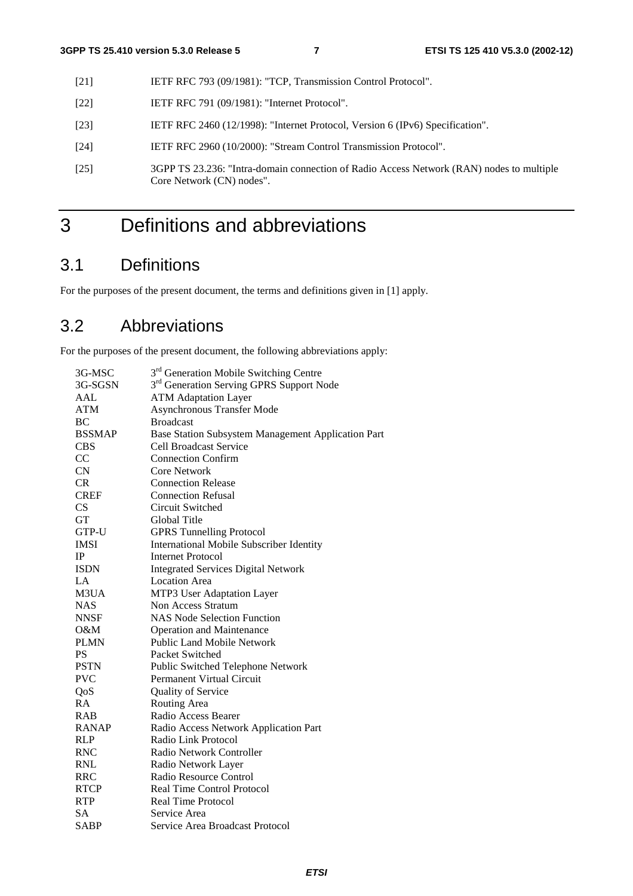[21] IETF RFC 793 (09/1981): "TCP, Transmission Control Protocol".

[22] IETF RFC 791 (09/1981): "Internet Protocol".

[23] IETF RFC 2460 (12/1998): "Internet Protocol, Version 6 (IPv6) Specification".

[24] IETF RFC 2960 (10/2000): "Stream Control Transmission Protocol".

[25] 3GPP TS 23.236: "Intra-domain connection of Radio Access Network (RAN) nodes to multiple Core Network (CN) nodes".

# 3 Definitions and abbreviations

## 3.1 Definitions

For the purposes of the present document, the terms and definitions given in [1] apply.

## 3.2 Abbreviations

For the purposes of the present document, the following abbreviations apply:

| | |
|---|---|
| 3G-MSC | 3rd Generation Mobile Switching Centre |
| 3G-SGSN | 3rd Generation Serving GPRS Support Node |
| AAL | ATM Adaptation Layer |
| ATM | Asynchronous Transfer Mode |
| BC | Broadcast |
| BSSMAP | Base Station Subsystem Management Application Part |
| CBS | Cell Broadcast Service |
| CC | Connection Confirm |
| CN | Core Network |
| CR | Connection Release |
| CREF | Connection Refusal |
| CS | Circuit Switched |
| GT | Global Title |
| GTP-U | GPRS Tunnelling Protocol |
| IMSI | International Mobile Subscriber Identity |
| IP | Internet Protocol |
| ISDN | Integrated Services Digital Network |
| LA | Location Area |
| M3UA | MTP3 User Adaptation Layer |
| NAS | Non Access Stratum |
| NNSF | NAS Node Selection Function |
| O&M | Operation and Maintenance |
| PLMN | Public Land Mobile Network |
| PS | Packet Switched |
| PSTN | Public Switched Telephone Network |
| PVC | Permanent Virtual Circuit |
| QoS | Quality of Service |
| RA | Routing Area |
| RAB | Radio Access Bearer |
| RANAP | Radio Access Network Application Part |
| RLP | Radio Link Protocol |
| RNC | Radio Network Controller |
| RNL | Radio Network Layer |
| RRC | Radio Resource Control |
| RTCP | Real Time Control Protocol |
| RTP | Real Time Protocol |
| SA | Service Area |
| SABP | Service Area Broadcast Protocol |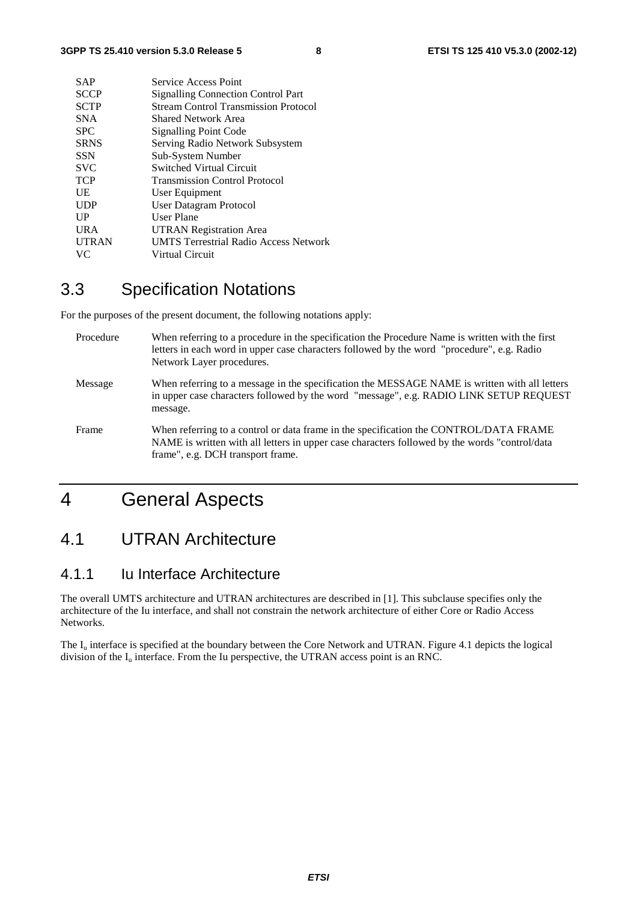| | |
|---|---|
| SAP | Service Access Point |
| SCCP | Signalling Connection Control Part |
| SCTP | Stream Control Transmission Protocol |
| SNA | Shared Network Area |
| SPC | Signalling Point Code |
| SRNS | Serving Radio Network Subsystem |
| SSN | Sub-System Number |
| SVC | Switched Virtual Circuit |
| TCP | Transmission Control Protocol |
| UE | User Equipment |
| UDP | User Datagram Protocol |
| UP | User Plane |
| URA | UTRAN Registration Area |
| UTRAN | UMTS Terrestrial Radio Access Network |
| VC | Virtual Circuit |

## 3.3 Specification Notations

For the purposes of the present document, the following notations apply:

| | |
|---|---|
| Procedure | When referring to a procedure in the specification the Procedure Name is written with the first letters in each word in upper case characters followed by the word "procedure", e.g. Radio Network Layer procedures. |
| Message | When referring to a message in the specification the MESSAGE NAME is written with all letters in upper case characters followed by the word "message", e.g. RADIO LINK SETUP REQUEST message. |
| Frame | When referring to a control or data frame in the specification the CONTROL/DATA FRAME NAME is written with all letters in upper case characters followed by the words "control/data frame", e.g. DCH transport frame. |

# 4 General Aspects

## 4.1 UTRAN Architecture

### 4.1.1 Iu Interface Architecture

The overall UMTS architecture and UTRAN architectures are described in [1]. This subclause specifies only the architecture of the Iu interface, and shall not constrain the network architecture of either Core or Radio Access Networks.

The $I_u$ interface is specified at the boundary between the Core Network and UTRAN. Figure 4.1 depicts the logical division of the $I_u$ interface. From the Iu perspective, the UTRAN access point is an RNC.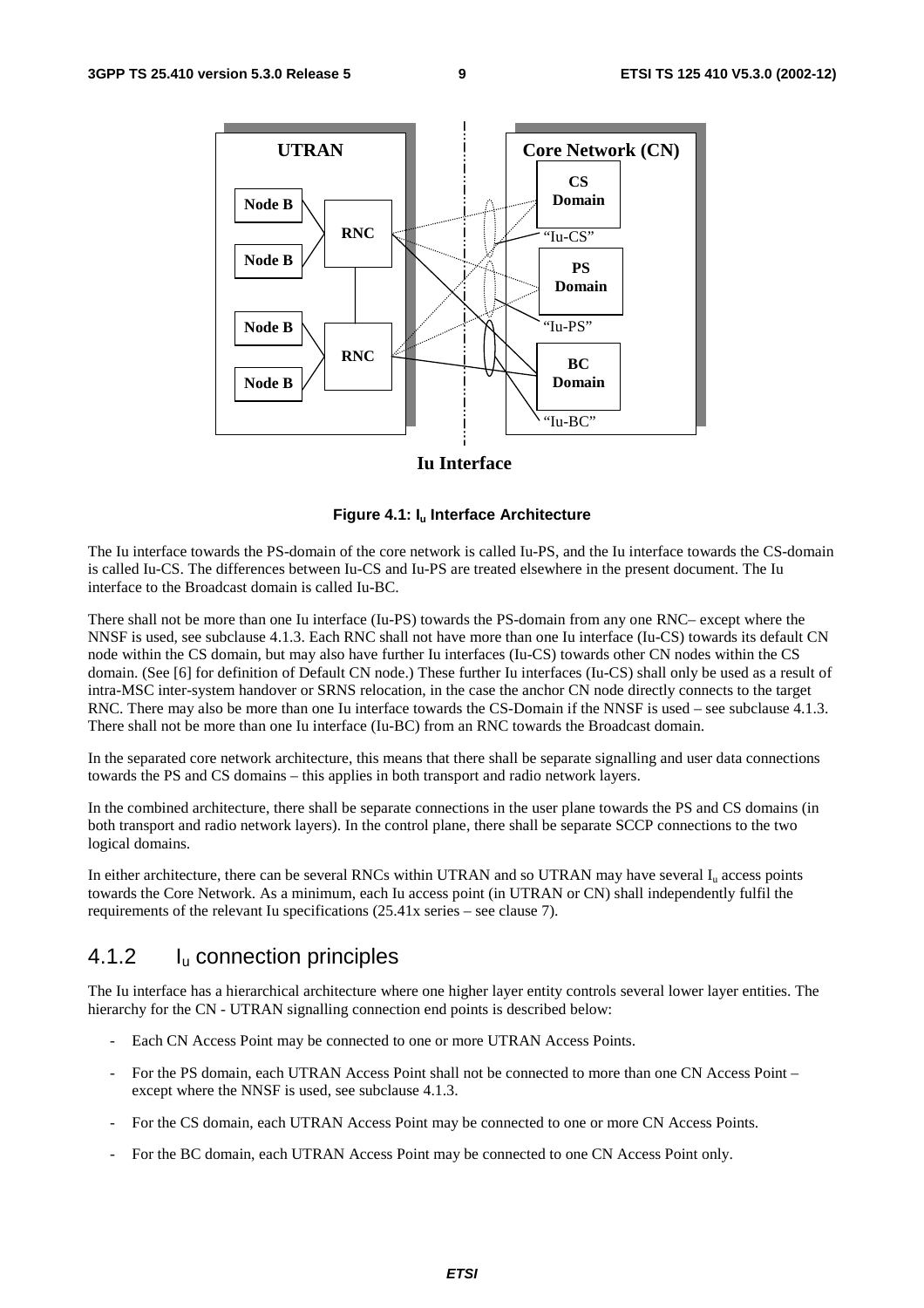Figure 4.1: $I_u$ Interface Architecture

The Iu interface towards the PS-domain of the core network is called Iu-PS, and the Iu interface towards the CS-domain is called Iu-CS. The differences between Iu-CS and Iu-PS are treated elsewhere in the present document. The Iu interface to the Broadcast domain is called Iu-BC.

There shall not be more than one Iu interface (Iu-PS) towards the PS-domain from any one RNC– except where the NNSF is used, see subclause 4.1.3. Each RNC shall not have more than one Iu interface (Iu-CS) towards its default CN node within the CS domain, but may also have further Iu interfaces (Iu-CS) towards other CN nodes within the CS domain. (See [6] for definition of Default CN node.) These further Iu interfaces (Iu-CS) shall only be used as a result of intra-MSC inter-system handover or SRNS relocation, in the case the anchor CN node directly connects to the target RNC. There may also be more than one Iu interface towards the CS-Domain if the NNSF is used – see subclause 4.1.3. There shall not be more than one Iu interface (Iu-BC) from an RNC towards the Broadcast domain.

In the separated core network architecture, this means that there shall be separate signalling and user data connections towards the PS and CS domains – this applies in both transport and radio network layers.

In the combined architecture, there shall be separate connections in the user plane towards the PS and CS domains (in both transport and radio network layers). In the control plane, there shall be separate SCCP connections to the two logical domains.

In either architecture, there can be several RNCs within UTRAN and so UTRAN may have several $I_u$ access points towards the Core Network. As a minimum, each Iu access point (in UTRAN or CN) shall independently fulfil the requirements of the relevant Iu specifications (25.41x series – see clause 7).

### 4.1.2 $I_u$ connection principles

The Iu interface has a hierarchical architecture where one higher layer entity controls several lower layer entities. The hierarchy for the CN - UTRAN signalling connection end points is described below:

- Each CN Access Point may be connected to one or more UTRAN Access Points.
- For the PS domain, each UTRAN Access Point shall not be connected to more than one CN Access Point – except where the NNSF is used, see subclause 4.1.3.
- For the CS domain, each UTRAN Access Point may be connected to one or more CN Access Points.
- For the BC domain, each UTRAN Access Point may be connected to one CN Access Point only.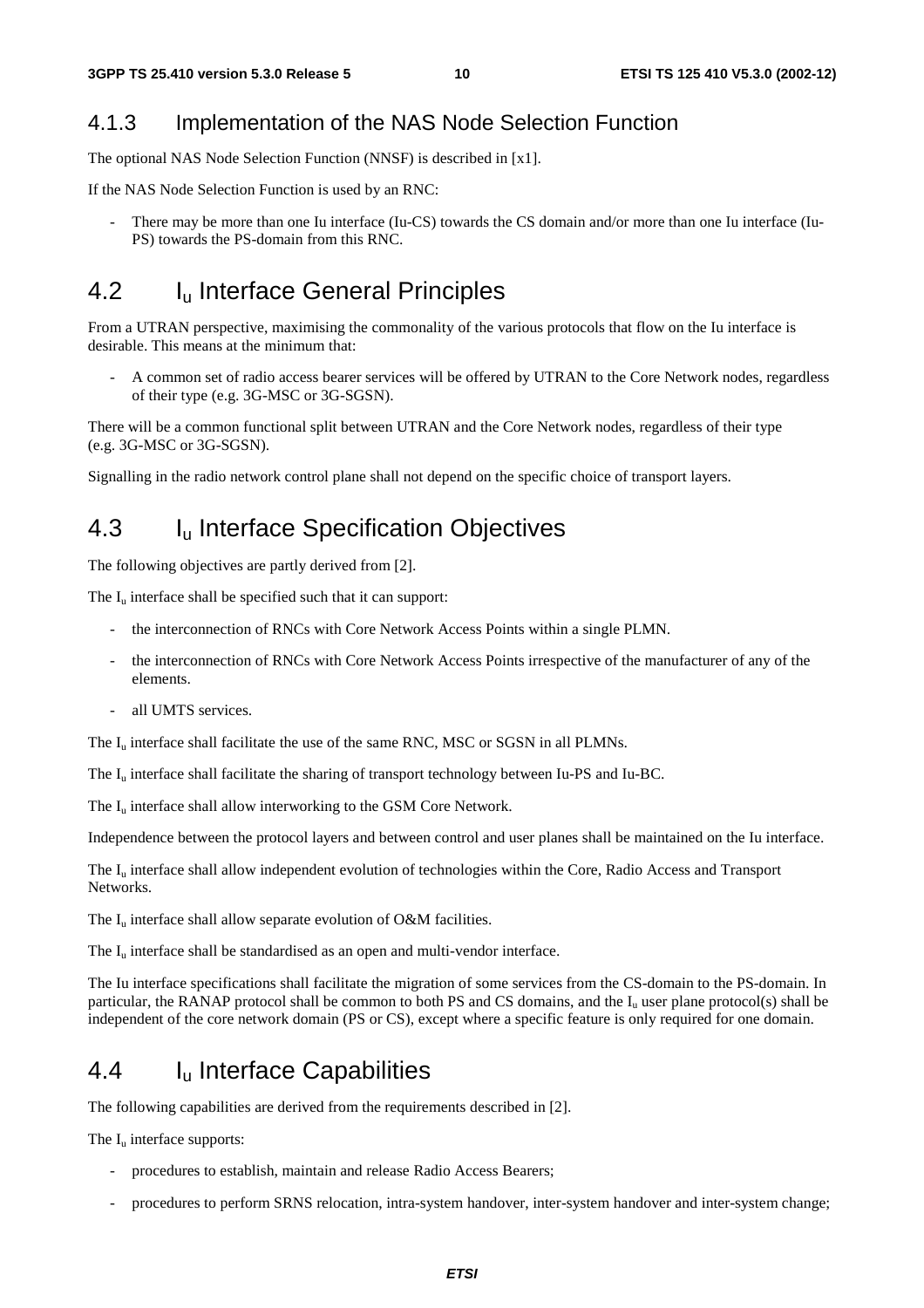### 4.1.3 Implementation of the NAS Node Selection Function

The optional NAS Node Selection Function (NNSF) is described in [x1].

If the NAS Node Selection Function is used by an RNC:

- There may be more than one Iu interface (Iu-CS) towards the CS domain and/or more than one Iu interface (Iu-PS) towards the PS-domain from this RNC.

## 4.2 $I_u$ Interface General Principles

From a UTRAN perspective, maximising the commonality of the various protocols that flow on the Iu interface is desirable. This means at the minimum that:

- A common set of radio access bearer services will be offered by UTRAN to the Core Network nodes, regardless of their type (e.g. 3G-MSC or 3G-SGSN).

There will be a common functional split between UTRAN and the Core Network nodes, regardless of their type (e.g. 3G-MSC or 3G-SGSN).

Signalling in the radio network control plane shall not depend on the specific choice of transport layers.

## 4.3 $I_u$ Interface Specification Objectives

The following objectives are partly derived from [2].

The $I_u$ interface shall be specified such that it can support:

- the interconnection of RNCs with Core Network Access Points within a single PLMN.
- the interconnection of RNCs with Core Network Access Points irrespective of the manufacturer of any of the elements.
- all UMTS services.

The $I_u$ interface shall facilitate the use of the same RNC, MSC or SGSN in all PLMNs.

The $I_u$ interface shall facilitate the sharing of transport technology between Iu-PS and Iu-BC.

The $I_u$ interface shall allow interworking to the GSM Core Network.

Independence between the protocol layers and between control and user planes shall be maintained on the Iu interface.

The $I_u$ interface shall allow independent evolution of technologies within the Core, Radio Access and Transport Networks.

The $I_u$ interface shall allow separate evolution of O&M facilities.

The $I_u$ interface shall be standardised as an open and multi-vendor interface.

The Iu interface specifications shall facilitate the migration of some services from the CS-domain to the PS-domain. In particular, the RANAP protocol shall be common to both PS and CS domains, and the $I_u$ user plane protocol(s) shall be independent of the core network domain (PS or CS), except where a specific feature is only required for one domain.

## 4.4 $I_u$ Interface Capabilities

The following capabilities are derived from the requirements described in [2].

The $I_u$ interface supports:

- procedures to establish, maintain and release Radio Access Bearers;
- procedures to perform SRNS relocation, intra-system handover, inter-system handover and inter-system change;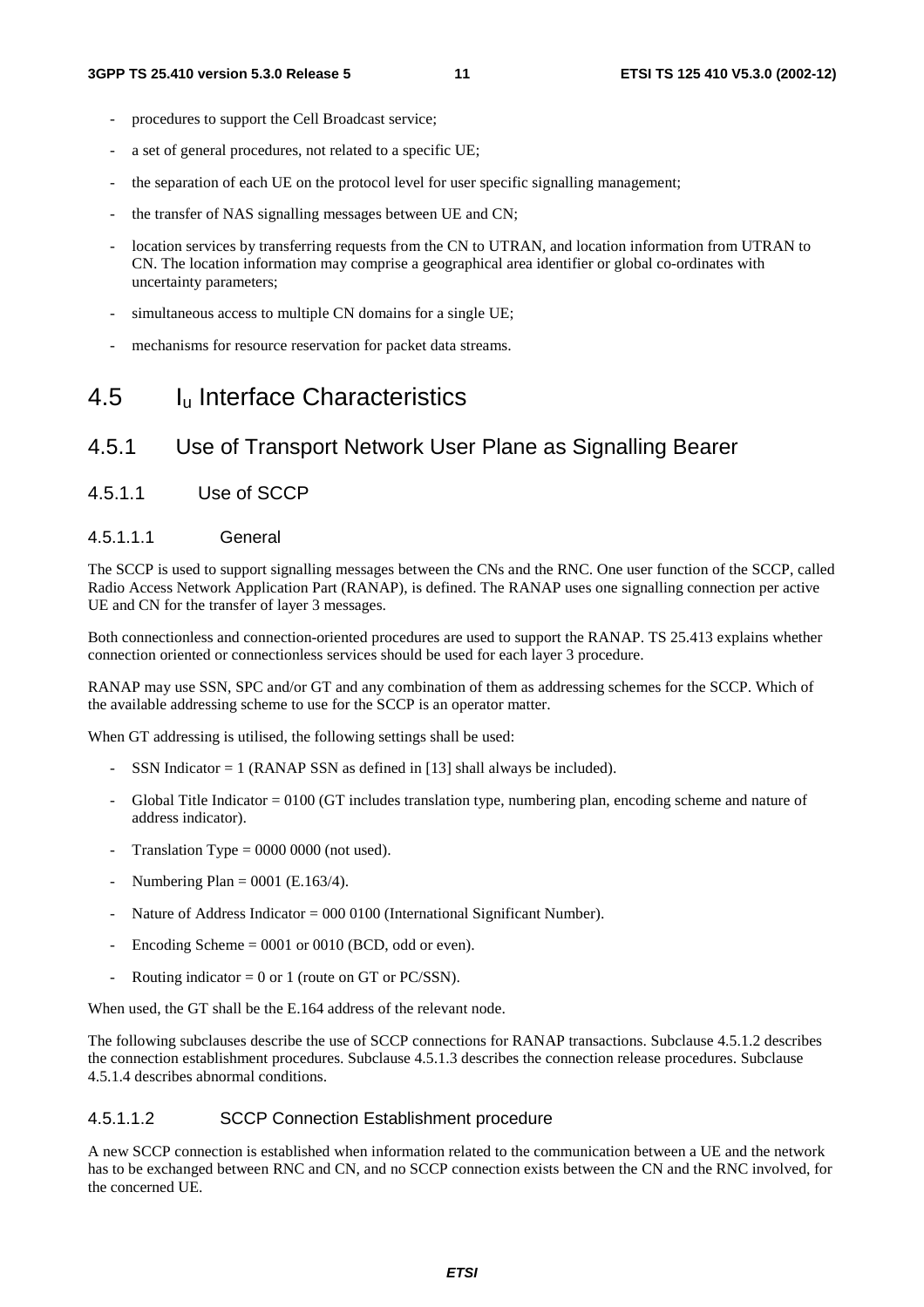- procedures to support the Cell Broadcast service;
- a set of general procedures, not related to a specific UE;
- the separation of each UE on the protocol level for user specific signalling management;
- the transfer of NAS signalling messages between UE and CN;
- location services by transferring requests from the CN to UTRAN, and location information from UTRAN to CN. The location information may comprise a geographical area identifier or global co-ordinates with uncertainty parameters;
- simultaneous access to multiple CN domains for a single UE;
- mechanisms for resource reservation for packet data streams.

# 4.5 $I_u$ Interface Characteristics

## 4.5.1 Use of Transport Network User Plane as Signalling Bearer

### 4.5.1.1 Use of SCCP

#### 4.5.1.1.1 General

The SCCP is used to support signalling messages between the CNs and the RNC. One user function of the SCCP, called Radio Access Network Application Part (RANAP), is defined. The RANAP uses one signalling connection per active UE and CN for the transfer of layer 3 messages.

Both connectionless and connection-oriented procedures are used to support the RANAP. TS 25.413 explains whether connection oriented or connectionless services should be used for each layer 3 procedure.

RANAP may use SSN, SPC and/or GT and any combination of them as addressing schemes for the SCCP. Which of the available addressing scheme to use for the SCCP is an operator matter.

When GT addressing is utilised, the following settings shall be used:

- SSN Indicator = 1 (RANAP SSN as defined in [13] shall always be included).
- Global Title Indicator = 0100 (GT includes translation type, numbering plan, encoding scheme and nature of address indicator).
- Translation Type = 0000 0000 (not used).
- Numbering Plan = 0001 (E.163/4).
- Nature of Address Indicator = 000 0100 (International Significant Number).
- Encoding Scheme = 0001 or 0010 (BCD, odd or even).
- Routing indicator = 0 or 1 (route on GT or PC/SSN).

When used, the GT shall be the E.164 address of the relevant node.

The following subclauses describe the use of SCCP connections for RANAP transactions. Subclause 4.5.1.2 describes the connection establishment procedures. Subclause 4.5.1.3 describes the connection release procedures. Subclause 4.5.1.4 describes abnormal conditions.

#### 4.5.1.1.2 SCCP Connection Establishment procedure

A new SCCP connection is established when information related to the communication between a UE and the network has to be exchanged between RNC and CN, and no SCCP connection exists between the CN and the RNC involved, for the concerned UE.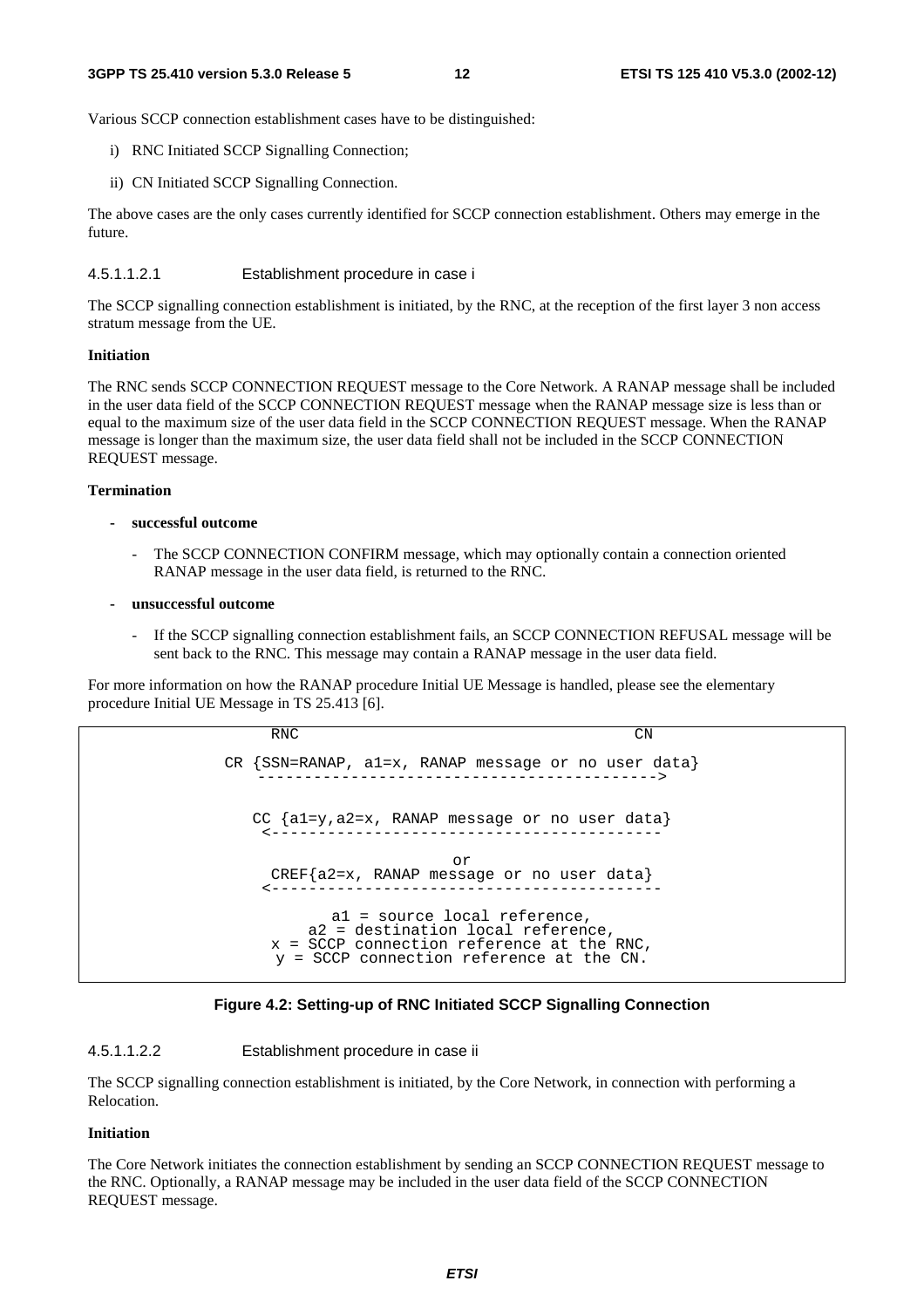Various SCCP connection establishment cases have to be distinguished:

i) RNC Initiated SCCP Signalling Connection;

ii) CN Initiated SCCP Signalling Connection.

The above cases are the only cases currently identified for SCCP connection establishment. Others may emerge in the future.

#### 4.5.1.1.2.1 Establishment procedure in case i

The SCCP signalling connection establishment is initiated, by the RNC, at the reception of the first layer 3 non access stratum message from the UE.

**Initiation**

The RNC sends SCCP CONNECTION REQUEST message to the Core Network. A RANAP message shall be included in the user data field of the SCCP CONNECTION REQUEST message when the RANAP message size is less than or equal to the maximum size of the user data field in the SCCP CONNECTION REQUEST message. When the RANAP message is longer than the maximum size, the user data field shall not be included in the SCCP CONNECTION REQUEST message.

**Termination**

- **successful outcome**
  - The SCCP CONNECTION CONFIRM message, which may optionally contain a connection oriented RANAP message in the user data field, is returned to the RNC.
- **unsuccessful outcome**
  - If the SCCP signalling connection establishment fails, an SCCP CONNECTION REFUSAL message will be sent back to the RNC. This message may contain a RANAP message in the user data field.

For more information on how the RANAP procedure Initial UE Message is handled, please see the elementary procedure Initial UE Message in TS 25.413 [6].

```
        RNC                                          CN

 CR {SSN=RANAP, a1=x, RANAP message or no user data}
     ------------------------------------------------>

    CC {a1=y,a2=x, RANAP message or no user data}
     <------------------------------------------------

                          or
      CREF{a2=x, RANAP message or no user data}
     <------------------------------------------------

              a1 = source local reference,
           a2 = destination local reference,
       x = SCCP connection reference at the RNC,
        y = SCCP connection reference at the CN.
```

**Figure 4.2: Setting-up of RNC Initiated SCCP Signalling Connection**

#### 4.5.1.1.2.2 Establishment procedure in case ii

The SCCP signalling connection establishment is initiated, by the Core Network, in connection with performing a Relocation.

**Initiation**

The Core Network initiates the connection establishment by sending an SCCP CONNECTION REQUEST message to the RNC. Optionally, a RANAP message may be included in the user data field of the SCCP CONNECTION REQUEST message.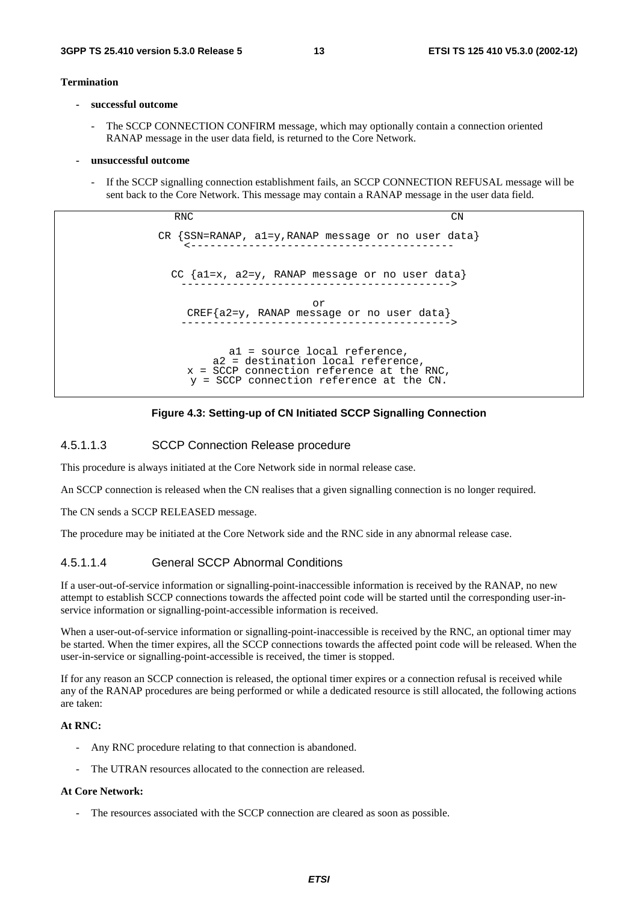**Termination**

- **successful outcome**
  - The SCCP CONNECTION CONFIRM message, which may optionally contain a connection oriented RANAP message in the user data field, is returned to the Core Network.
- **unsuccessful outcome**
  - If the SCCP signalling connection establishment fails, an SCCP CONNECTION REFUSAL message will be sent back to the Core Network. This message may contain a RANAP message in the user data field.

```
               RNC                                              CN

             CR {SSN=RANAP, a1=y,RANAP message or no user data}
                 <-----------------------------------------

               CC {a1=x, a2=y, RANAP message or no user data}
                 ----------------------------------------->
                                    or
                 CREF{a2=y, RANAP message or no user data}
                 ----------------------------------------->


                       a1 = source local reference,
                    a2 = destination local reference,
                 x = SCCP connection reference at the RNC,
                  y = SCCP connection reference at the CN.
```

**Figure 4.3: Setting-up of CN Initiated SCCP Signalling Connection**

#### 4.5.1.1.3 SCCP Connection Release procedure

This procedure is always initiated at the Core Network side in normal release case.

An SCCP connection is released when the CN realises that a given signalling connection is no longer required.

The CN sends a SCCP RELEASED message.

The procedure may be initiated at the Core Network side and the RNC side in any abnormal release case.

#### 4.5.1.1.4 General SCCP Abnormal Conditions

If a user-out-of-service information or signalling-point-inaccessible information is received by the RANAP, no new attempt to establish SCCP connections towards the affected point code will be started until the corresponding user-in-service information or signalling-point-accessible information is received.

When a user-out-of-service information or signalling-point-inaccessible is received by the RNC, an optional timer may be started. When the timer expires, all the SCCP connections towards the affected point code will be released. When the user-in-service or signalling-point-accessible is received, the timer is stopped.

If for any reason an SCCP connection is released, the optional timer expires or a connection refusal is received while any of the RANAP procedures are being performed or while a dedicated resource is still allocated, the following actions are taken:

**At RNC:**

- Any RNC procedure relating to that connection is abandoned.
- The UTRAN resources allocated to the connection are released.

**At Core Network:**

- The resources associated with the SCCP connection are cleared as soon as possible.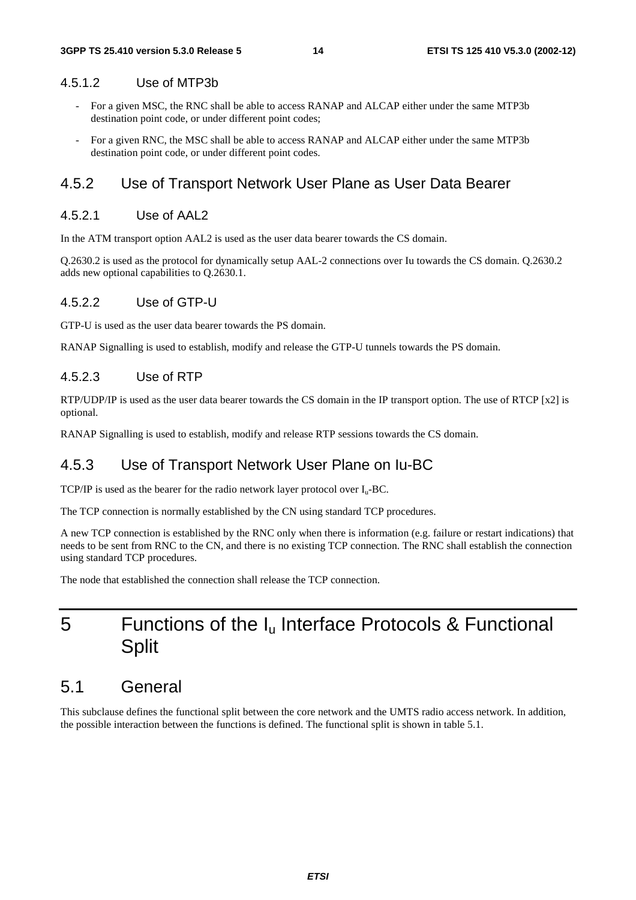#### 4.5.1.2 Use of MTP3b

- For a given MSC, the RNC shall be able to access RANAP and ALCAP either under the same MTP3b destination point code, or under different point codes;
- For a given RNC, the MSC shall be able to access RANAP and ALCAP either under the same MTP3b destination point code, or under different point codes.

### 4.5.2 Use of Transport Network User Plane as User Data Bearer

#### 4.5.2.1 Use of AAL2

In the ATM transport option AAL2 is used as the user data bearer towards the CS domain.

Q.2630.2 is used as the protocol for dynamically setup AAL-2 connections over Iu towards the CS domain. Q.2630.2 adds new optional capabilities to Q.2630.1.

#### 4.5.2.2 Use of GTP-U

GTP-U is used as the user data bearer towards the PS domain.

RANAP Signalling is used to establish, modify and release the GTP-U tunnels towards the PS domain.

#### 4.5.2.3 Use of RTP

RTP/UDP/IP is used as the user data bearer towards the CS domain in the IP transport option. The use of RTCP [x2] is optional.

RANAP Signalling is used to establish, modify and release RTP sessions towards the CS domain.

### 4.5.3 Use of Transport Network User Plane on Iu-BC

TCP/IP is used as the bearer for the radio network layer protocol over $I_u$-BC.

The TCP connection is normally established by the CN using standard TCP procedures.

A new TCP connection is established by the RNC only when there is information (e.g. failure or restart indications) that needs to be sent from RNC to the CN, and there is no existing TCP connection. The RNC shall establish the connection using standard TCP procedures.

The node that established the connection shall release the TCP connection.

# 5 Functions of the $I_u$ Interface Protocols & Functional Split

## 5.1 General

This subclause defines the functional split between the core network and the UMTS radio access network. In addition, the possible interaction between the functions is defined. The functional split is shown in table 5.1.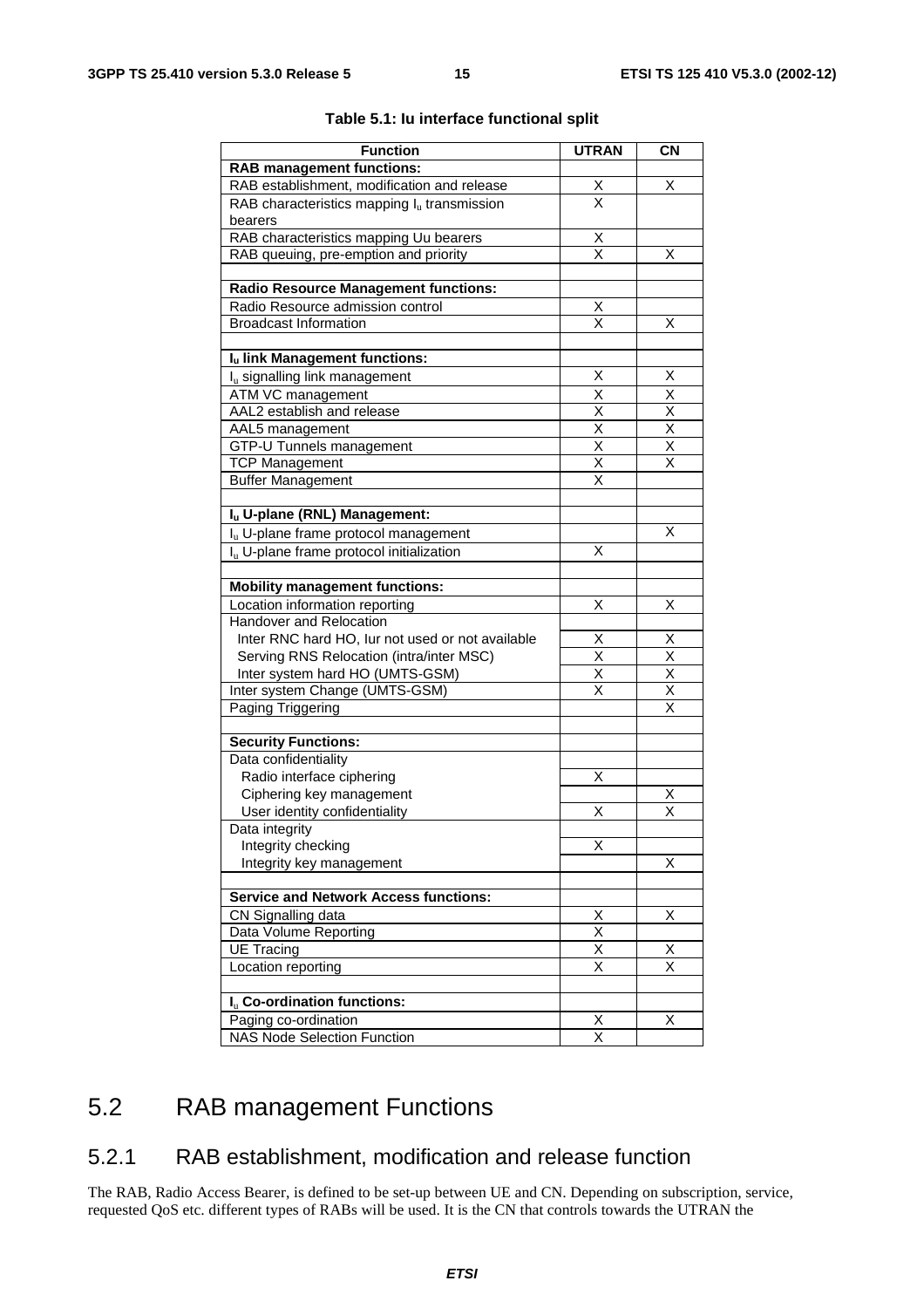**Table 5.1: Iu interface functional split**

| Function | UTRAN | CN |
|---|---|---|
| **RAB management functions:** | | |
| RAB establishment, modification and release | X | X |
| RAB characteristics mapping $I_u$ transmission bearers | X | |
| RAB characteristics mapping Uu bearers | X | |
| RAB queuing, pre-emption and priority | X | X |
| | | |
| **Radio Resource Management functions:** | | |
| Radio Resource admission control | X | |
| Broadcast Information | X | X |
| | | |
| **$I_u$ link Management functions:** | | |
| $I_u$ signalling link management | X | X |
| ATM VC management | X | X |
| AAL2 establish and release | X | X |
| AAL5 management | X | X |
| GTP-U Tunnels management | X | X |
| TCP Management | X | X |
| Buffer Management | X | |
| | | |
| **$I_u$ U-plane (RNL) Management:** | | |
| $I_u$ U-plane frame protocol management | | X |
| $I_u$ U-plane frame protocol initialization | X | |
| | | |
| **Mobility management functions:** | | |
| Location information reporting | X | X |
| Handover and Relocation | | |
| Inter RNC hard HO, Iur not used or not available | X | X |
| Serving RNS Relocation (intra/inter MSC) | X | X |
| Inter system hard HO (UMTS-GSM) | X | X |
| Inter system Change (UMTS-GSM) | X | X |
| Paging Triggering | | X |
| | | |
| **Security Functions:** | | |
| Data confidentiality | | |
| Radio interface ciphering | X | |
| Ciphering key management | | X |
| User identity confidentiality | X | X |
| Data integrity | | |
| Integrity checking | X | |
| Integrity key management | | X |
| | | |
| **Service and Network Access functions:** | | |
| CN Signalling data | X | X |
| Data Volume Reporting | X | |
| UE Tracing | X | X |
| Location reporting | X | X |
| | | |
| **$I_u$ Co-ordination functions:** | | |
| Paging co-ordination | X | X |
| NAS Node Selection Function | X | |

## 5.2 RAB management Functions

### 5.2.1 RAB establishment, modification and release function

The RAB, Radio Access Bearer, is defined to be set-up between UE and CN. Depending on subscription, service, requested QoS etc. different types of RABs will be used. It is the CN that controls towards the UTRAN the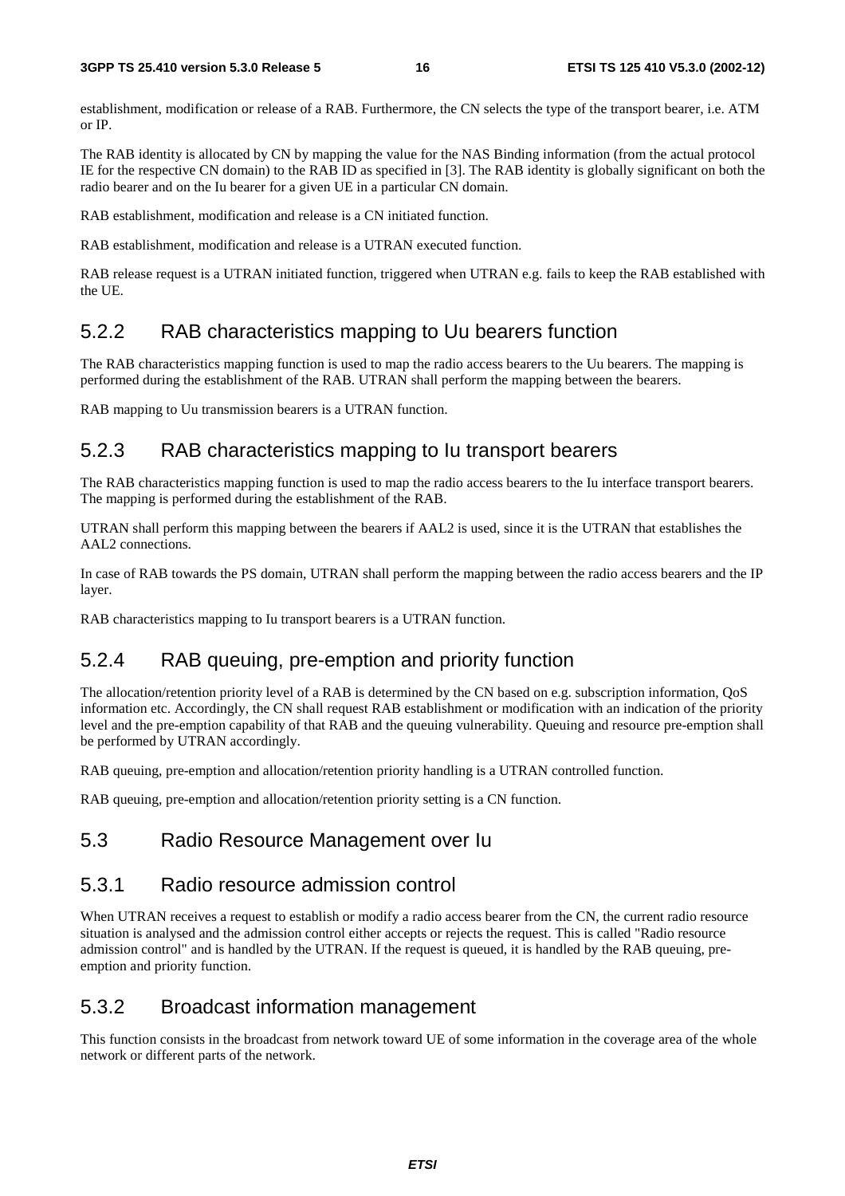establishment, modification or release of a RAB. Furthermore, the CN selects the type of the transport bearer, i.e. ATM or IP.

The RAB identity is allocated by CN by mapping the value for the NAS Binding information (from the actual protocol IE for the respective CN domain) to the RAB ID as specified in [3]. The RAB identity is globally significant on both the radio bearer and on the Iu bearer for a given UE in a particular CN domain.

RAB establishment, modification and release is a CN initiated function.

RAB establishment, modification and release is a UTRAN executed function.

RAB release request is a UTRAN initiated function, triggered when UTRAN e.g. fails to keep the RAB established with the UE.

### 5.2.2 RAB characteristics mapping to Uu bearers function

The RAB characteristics mapping function is used to map the radio access bearers to the Uu bearers. The mapping is performed during the establishment of the RAB. UTRAN shall perform the mapping between the bearers.

RAB mapping to Uu transmission bearers is a UTRAN function.

### 5.2.3 RAB characteristics mapping to Iu transport bearers

The RAB characteristics mapping function is used to map the radio access bearers to the Iu interface transport bearers. The mapping is performed during the establishment of the RAB.

UTRAN shall perform this mapping between the bearers if AAL2 is used, since it is the UTRAN that establishes the AAL2 connections.

In case of RAB towards the PS domain, UTRAN shall perform the mapping between the radio access bearers and the IP layer.

RAB characteristics mapping to Iu transport bearers is a UTRAN function.

### 5.2.4 RAB queuing, pre-emption and priority function

The allocation/retention priority level of a RAB is determined by the CN based on e.g. subscription information, QoS information etc. Accordingly, the CN shall request RAB establishment or modification with an indication of the priority level and the pre-emption capability of that RAB and the queuing vulnerability. Queuing and resource pre-emption shall be performed by UTRAN accordingly.

RAB queuing, pre-emption and allocation/retention priority handling is a UTRAN controlled function.

RAB queuing, pre-emption and allocation/retention priority setting is a CN function.

## 5.3 Radio Resource Management over Iu

### 5.3.1 Radio resource admission control

When UTRAN receives a request to establish or modify a radio access bearer from the CN, the current radio resource situation is analysed and the admission control either accepts or rejects the request. This is called "Radio resource admission control" and is handled by the UTRAN. If the request is queued, it is handled by the RAB queuing, pre-emption and priority function.

### 5.3.2 Broadcast information management

This function consists in the broadcast from network toward UE of some information in the coverage area of the whole network or different parts of the network.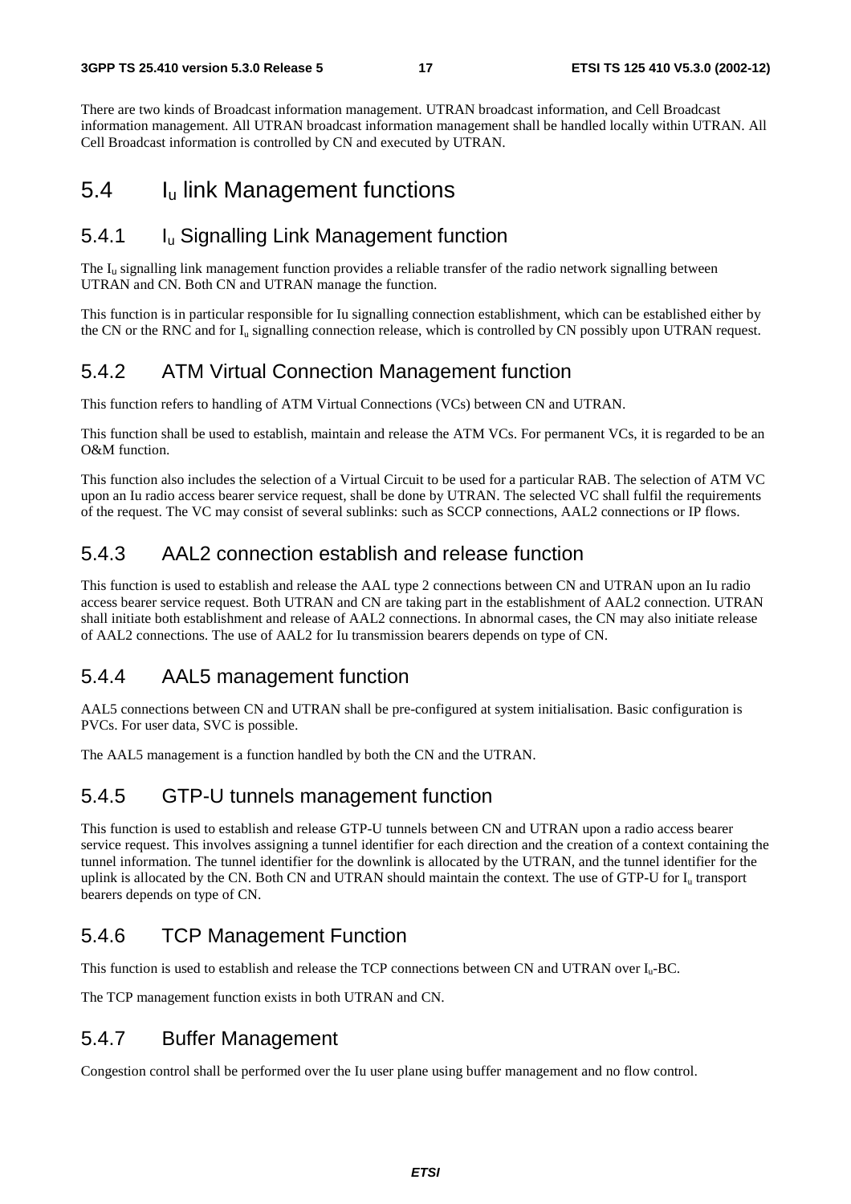There are two kinds of Broadcast information management. UTRAN broadcast information, and Cell Broadcast information management. All UTRAN broadcast information management shall be handled locally within UTRAN. All Cell Broadcast information is controlled by CN and executed by UTRAN.

## 5.4 $I_u$ link Management functions

### 5.4.1 $I_u$ Signalling Link Management function

The $I_u$ signalling link management function provides a reliable transfer of the radio network signalling between UTRAN and CN. Both CN and UTRAN manage the function.

This function is in particular responsible for Iu signalling connection establishment, which can be established either by the CN or the RNC and for $I_u$ signalling connection release, which is controlled by CN possibly upon UTRAN request.

### 5.4.2 ATM Virtual Connection Management function

This function refers to handling of ATM Virtual Connections (VCs) between CN and UTRAN.

This function shall be used to establish, maintain and release the ATM VCs. For permanent VCs, it is regarded to be an O&M function.

This function also includes the selection of a Virtual Circuit to be used for a particular RAB. The selection of ATM VC upon an Iu radio access bearer service request, shall be done by UTRAN. The selected VC shall fulfil the requirements of the request. The VC may consist of several sublinks: such as SCCP connections, AAL2 connections or IP flows.

### 5.4.3 AAL2 connection establish and release function

This function is used to establish and release the AAL type 2 connections between CN and UTRAN upon an Iu radio access bearer service request. Both UTRAN and CN are taking part in the establishment of AAL2 connection. UTRAN shall initiate both establishment and release of AAL2 connections. In abnormal cases, the CN may also initiate release of AAL2 connections. The use of AAL2 for Iu transmission bearers depends on type of CN.

### 5.4.4 AAL5 management function

AAL5 connections between CN and UTRAN shall be pre-configured at system initialisation. Basic configuration is PVCs. For user data, SVC is possible.

The AAL5 management is a function handled by both the CN and the UTRAN.

### 5.4.5 GTP-U tunnels management function

This function is used to establish and release GTP-U tunnels between CN and UTRAN upon a radio access bearer service request. This involves assigning a tunnel identifier for each direction and the creation of a context containing the tunnel information. The tunnel identifier for the downlink is allocated by the UTRAN, and the tunnel identifier for the uplink is allocated by the CN. Both CN and UTRAN should maintain the context. The use of GTP-U for $I_u$ transport bearers depends on type of CN.

### 5.4.6 TCP Management Function

This function is used to establish and release the TCP connections between CN and UTRAN over $I_u$-BC.

The TCP management function exists in both UTRAN and CN.

### 5.4.7 Buffer Management

Congestion control shall be performed over the Iu user plane using buffer management and no flow control.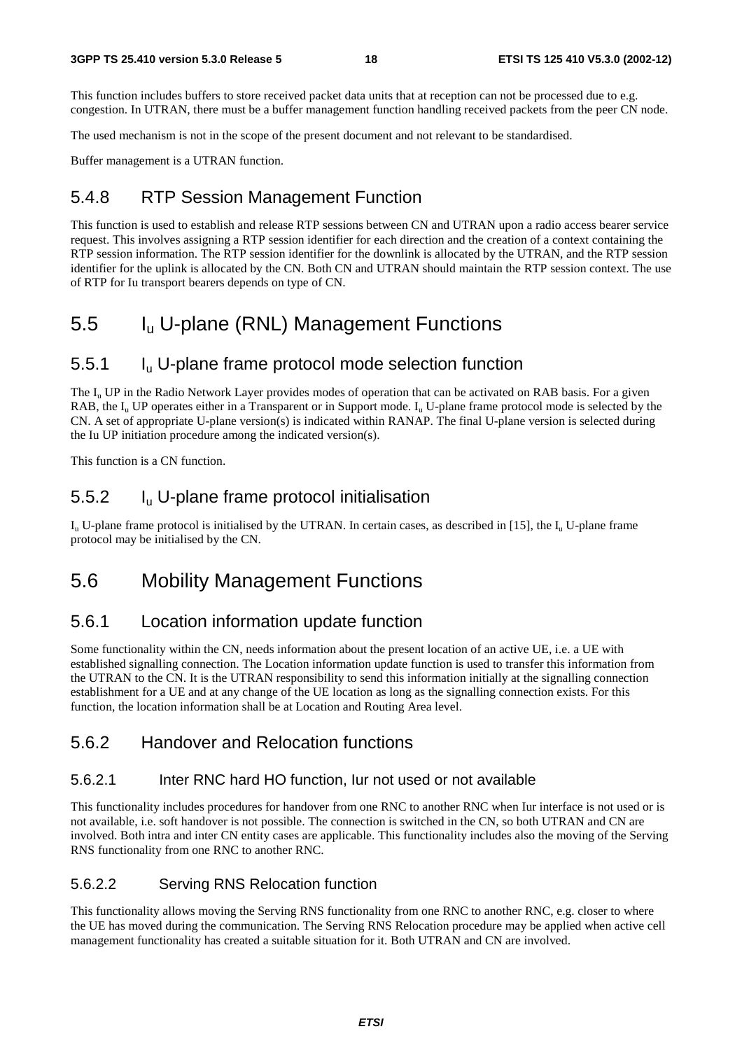This function includes buffers to store received packet data units that at reception can not be processed due to e.g. congestion. In UTRAN, there must be a buffer management function handling received packets from the peer CN node.

The used mechanism is not in the scope of the present document and not relevant to be standardised.

Buffer management is a UTRAN function.

### 5.4.8 RTP Session Management Function

This function is used to establish and release RTP sessions between CN and UTRAN upon a radio access bearer service request. This involves assigning a RTP session identifier for each direction and the creation of a context containing the RTP session information. The RTP session identifier for the downlink is allocated by the UTRAN, and the RTP session identifier for the uplink is allocated by the CN. Both CN and UTRAN should maintain the RTP session context. The use of RTP for Iu transport bearers depends on type of CN.

## 5.5 $I_u$ U-plane (RNL) Management Functions

### 5.5.1 $I_u$ U-plane frame protocol mode selection function

The $I_u$ UP in the Radio Network Layer provides modes of operation that can be activated on RAB basis. For a given RAB, the $I_u$ UP operates either in a Transparent or in Support mode. $I_u$ U-plane frame protocol mode is selected by the CN. A set of appropriate U-plane version(s) is indicated within RANAP. The final U-plane version is selected during the Iu UP initiation procedure among the indicated version(s).

This function is a CN function.

### 5.5.2 $I_u$ U-plane frame protocol initialisation

$I_u$ U-plane frame protocol is initialised by the UTRAN. In certain cases, as described in [15], the $I_u$ U-plane frame protocol may be initialised by the CN.

## 5.6 Mobility Management Functions

### 5.6.1 Location information update function

Some functionality within the CN, needs information about the present location of an active UE, i.e. a UE with established signalling connection. The Location information update function is used to transfer this information from the UTRAN to the CN. It is the UTRAN responsibility to send this information initially at the signalling connection establishment for a UE and at any change of the UE location as long as the signalling connection exists. For this function, the location information shall be at Location and Routing Area level.

### 5.6.2 Handover and Relocation functions

#### 5.6.2.1 Inter RNC hard HO function, Iur not used or not available

This functionality includes procedures for handover from one RNC to another RNC when Iur interface is not used or is not available, i.e. soft handover is not possible. The connection is switched in the CN, so both UTRAN and CN are involved. Both intra and inter CN entity cases are applicable. This functionality includes also the moving of the Serving RNS functionality from one RNC to another RNC.

#### 5.6.2.2 Serving RNS Relocation function

This functionality allows moving the Serving RNS functionality from one RNC to another RNC, e.g. closer to where the UE has moved during the communication. The Serving RNS Relocation procedure may be applied when active cell management functionality has created a suitable situation for it. Both UTRAN and CN are involved.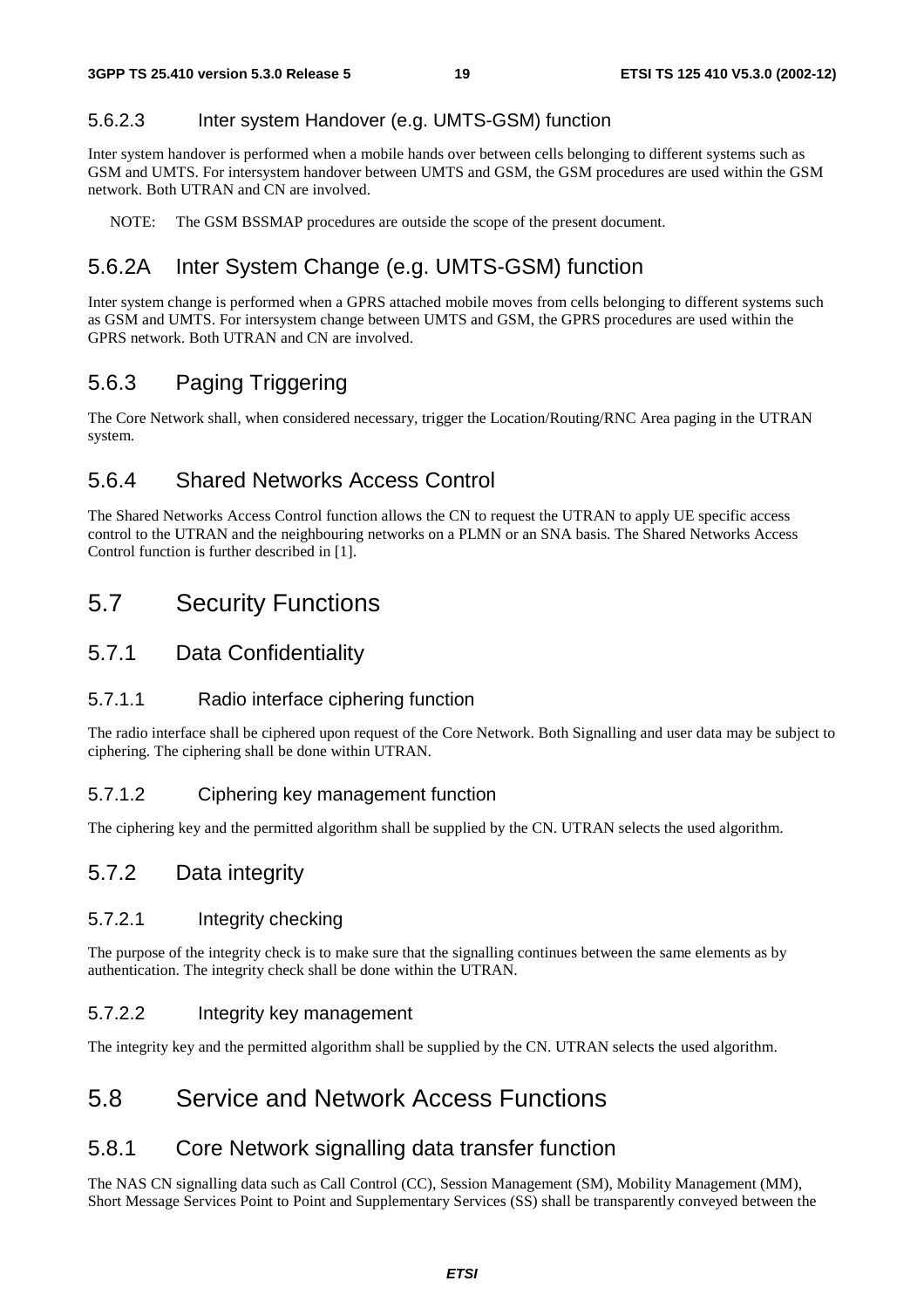#### 5.6.2.3 Inter system Handover (e.g. UMTS-GSM) function

Inter system handover is performed when a mobile hands over between cells belonging to different systems such as GSM and UMTS. For intersystem handover between UMTS and GSM, the GSM procedures are used within the GSM network. Both UTRAN and CN are involved.

NOTE: The GSM BSSMAP procedures are outside the scope of the present document.

### 5.6.2A Inter System Change (e.g. UMTS-GSM) function

Inter system change is performed when a GPRS attached mobile moves from cells belonging to different systems such as GSM and UMTS. For intersystem change between UMTS and GSM, the GPRS procedures are used within the GPRS network. Both UTRAN and CN are involved.

### 5.6.3 Paging Triggering

The Core Network shall, when considered necessary, trigger the Location/Routing/RNC Area paging in the UTRAN system.

### 5.6.4 Shared Networks Access Control

The Shared Networks Access Control function allows the CN to request the UTRAN to apply UE specific access control to the UTRAN and the neighbouring networks on a PLMN or an SNA basis. The Shared Networks Access Control function is further described in [1].

## 5.7 Security Functions

### 5.7.1 Data Confidentiality

#### 5.7.1.1 Radio interface ciphering function

The radio interface shall be ciphered upon request of the Core Network. Both Signalling and user data may be subject to ciphering. The ciphering shall be done within UTRAN.

#### 5.7.1.2 Ciphering key management function

The ciphering key and the permitted algorithm shall be supplied by the CN. UTRAN selects the used algorithm.

### 5.7.2 Data integrity

#### 5.7.2.1 Integrity checking

The purpose of the integrity check is to make sure that the signalling continues between the same elements as by authentication. The integrity check shall be done within the UTRAN.

#### 5.7.2.2 Integrity key management

The integrity key and the permitted algorithm shall be supplied by the CN. UTRAN selects the used algorithm.

## 5.8 Service and Network Access Functions

### 5.8.1 Core Network signalling data transfer function

The NAS CN signalling data such as Call Control (CC), Session Management (SM), Mobility Management (MM), Short Message Services Point to Point and Supplementary Services (SS) shall be transparently conveyed between the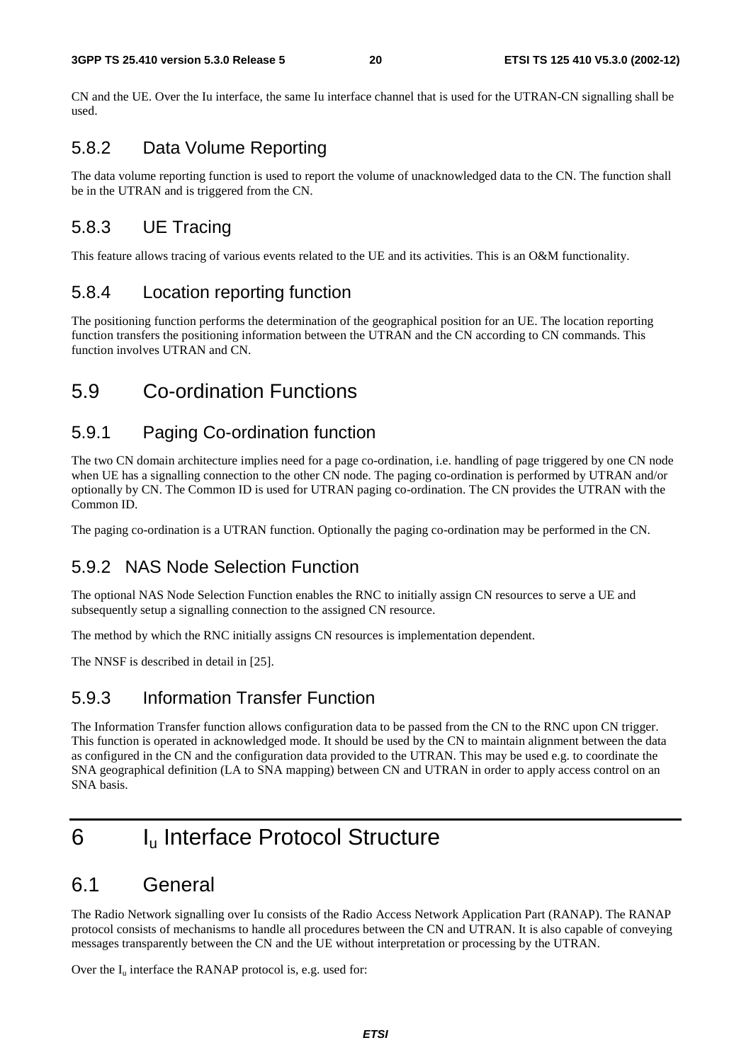CN and the UE. Over the Iu interface, the same Iu interface channel that is used for the UTRAN-CN signalling shall be used.

### 5.8.2 Data Volume Reporting

The data volume reporting function is used to report the volume of unacknowledged data to the CN. The function shall be in the UTRAN and is triggered from the CN.

### 5.8.3 UE Tracing

This feature allows tracing of various events related to the UE and its activities. This is an O&M functionality.

### 5.8.4 Location reporting function

The positioning function performs the determination of the geographical position for an UE. The location reporting function transfers the positioning information between the UTRAN and the CN according to CN commands. This function involves UTRAN and CN.

## 5.9 Co-ordination Functions

### 5.9.1 Paging Co-ordination function

The two CN domain architecture implies need for a page co-ordination, i.e. handling of page triggered by one CN node when UE has a signalling connection to the other CN node. The paging co-ordination is performed by UTRAN and/or optionally by CN. The Common ID is used for UTRAN paging co-ordination. The CN provides the UTRAN with the Common ID.

The paging co-ordination is a UTRAN function. Optionally the paging co-ordination may be performed in the CN.

### 5.9.2 NAS Node Selection Function

The optional NAS Node Selection Function enables the RNC to initially assign CN resources to serve a UE and subsequently setup a signalling connection to the assigned CN resource.

The method by which the RNC initially assigns CN resources is implementation dependent.

The NNSF is described in detail in [25].

### 5.9.3 Information Transfer Function

The Information Transfer function allows configuration data to be passed from the CN to the RNC upon CN trigger. This function is operated in acknowledged mode. It should be used by the CN to maintain alignment between the data as configured in the CN and the configuration data provided to the UTRAN. This may be used e.g. to coordinate the SNA geographical definition (LA to SNA mapping) between CN and UTRAN in order to apply access control on an SNA basis.

# 6 $I_u$ Interface Protocol Structure

## 6.1 General

The Radio Network signalling over Iu consists of the Radio Access Network Application Part (RANAP). The RANAP protocol consists of mechanisms to handle all procedures between the CN and UTRAN. It is also capable of conveying messages transparently between the CN and the UE without interpretation or processing by the UTRAN.

Over the $I_u$ interface the RANAP protocol is, e.g. used for: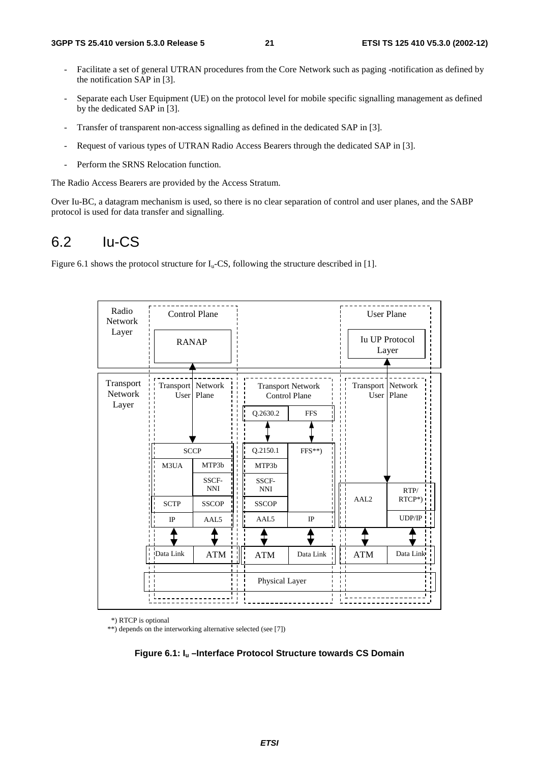- Facilitate a set of general UTRAN procedures from the Core Network such as paging -notification as defined by the notification SAP in [3].

- Separate each User Equipment (UE) on the protocol level for mobile specific signalling management as defined by the dedicated SAP in [3].

- Transfer of transparent non-access signalling as defined in the dedicated SAP in [3].

- Request of various types of UTRAN Radio Access Bearers through the dedicated SAP in [3].

- Perform the SRNS Relocation function.

The Radio Access Bearers are provided by the Access Stratum.

Over Iu-BC, a datagram mechanism is used, so there is no clear separation of control and user planes, and the SABP protocol is used for data transfer and signalling.

## 6.2 Iu-CS

Figure 6.1 shows the protocol structure for $I_u$-CS, following the structure described in [1].

Radio Network Layer | Control Plane | RANAP | User Plane | Iu UP Protocol Layer

Transport Network Layer | Transport Network User Plane | Transport Network Control Plane | Transport Network User Plane

Q.2630.2 | FFS

SCCP | Q.2150.1 | FFS**)

M3UA | MTP3b | MTP3b

SSCF-NNI | SSCF-NNI

SCTP | SSCOP | SSCOP | AAL2 | RTP/RTCP*)

IP | AAL5 | AAL5 | IP | UDP/IP

Data Link | ATM | ATM | Data Link | ATM | Data Link

Physical Layer

*) RTCP is optional

**) depends on the interworking alternative selected (see [7])

**Figure 6.1: $I_u$ –Interface Protocol Structure towards CS Domain**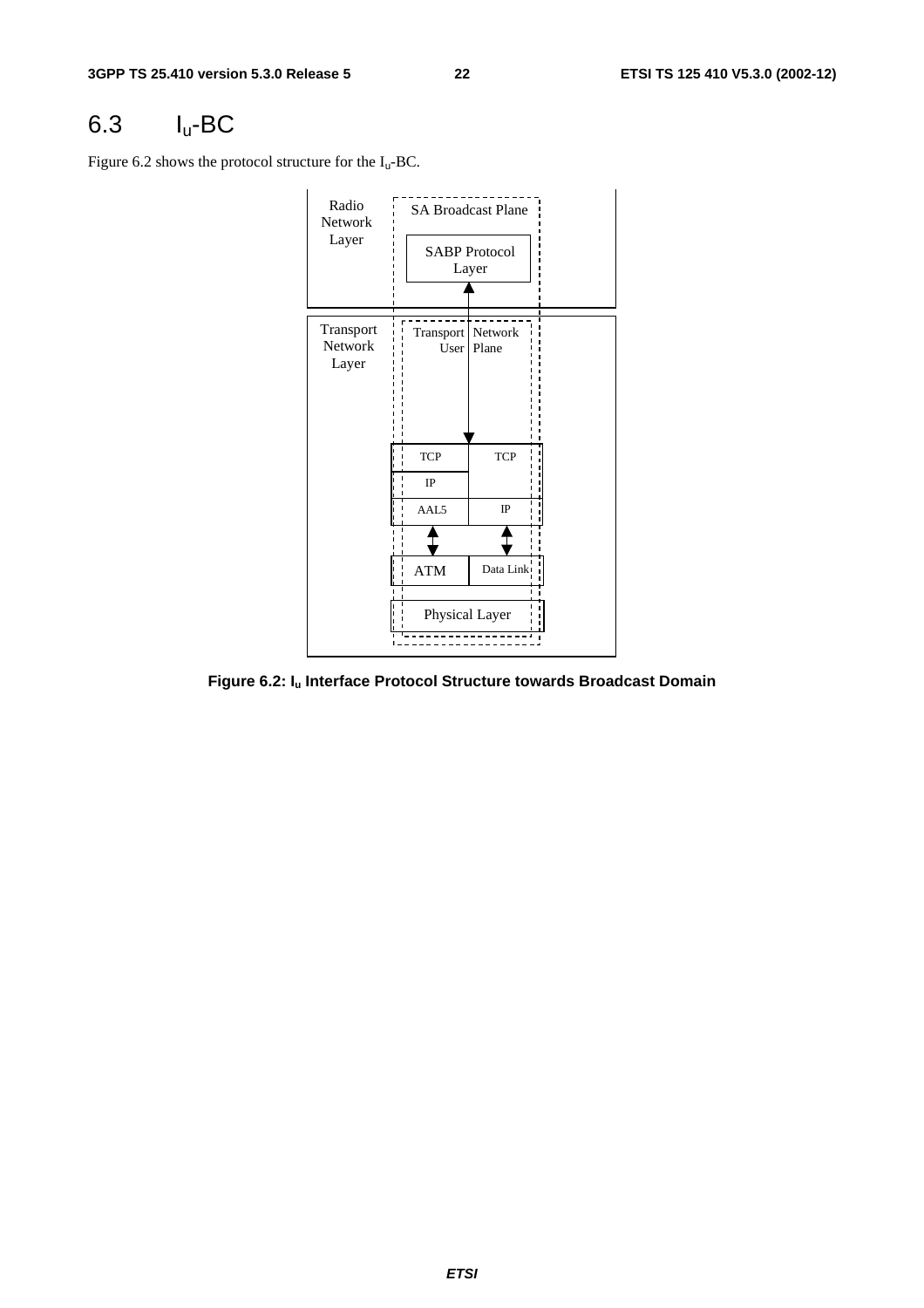## 6.3 $I_u$-BC

Figure 6.2 shows the protocol structure for the $I_u$-BC.

Radio Network Layer

SA Broadcast Plane

SABP Protocol Layer

Transport Network Layer

Transport Network User Plane

| TCP | TCP |
|---|---|
| IP | |
| AAL5 | IP |
| ATM | Data Link |
| Physical Layer | |

**Figure 6.2: $I_u$ Interface Protocol Structure towards Broadcast Domain**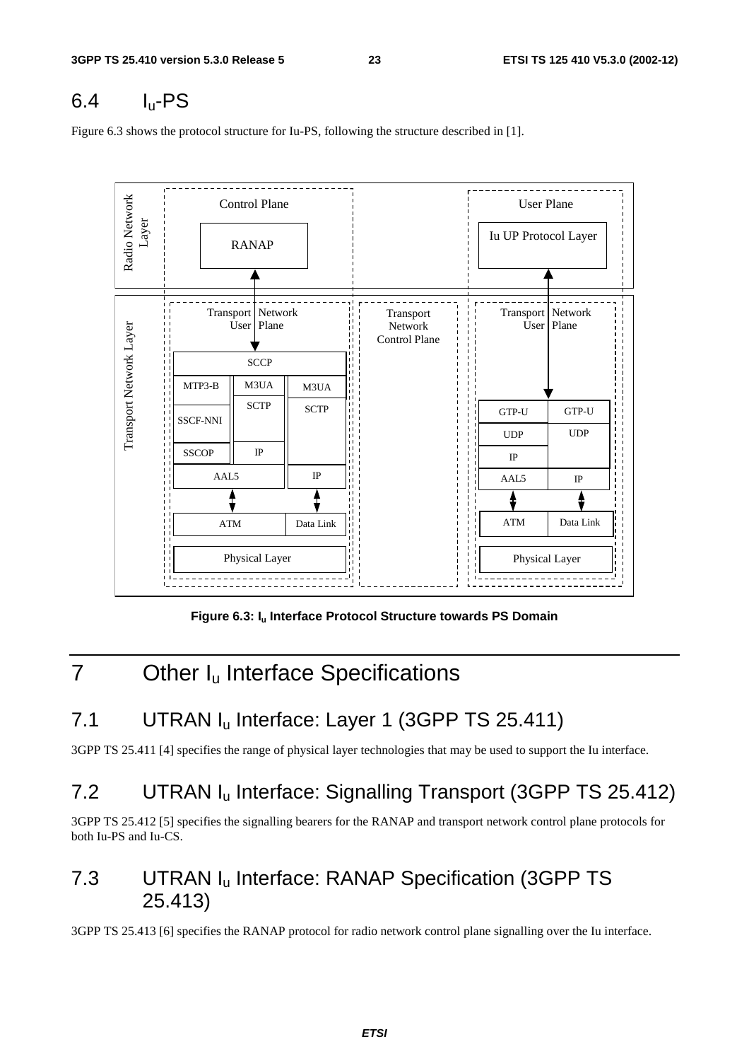## 6.4 $I_u$-PS

Figure 6.3 shows the protocol structure for Iu-PS, following the structure described in [1].

**Figure 6.3: $I_u$ Interface Protocol Structure towards PS Domain**

# 7 Other $I_u$ Interface Specifications

## 7.1 UTRAN $I_u$ Interface: Layer 1 (3GPP TS 25.411)

3GPP TS 25.411 [4] specifies the range of physical layer technologies that may be used to support the Iu interface.

## 7.2 UTRAN $I_u$ Interface: Signalling Transport (3GPP TS 25.412)

3GPP TS 25.412 [5] specifies the signalling bearers for the RANAP and transport network control plane protocols for both Iu-PS and Iu-CS.

## 7.3 UTRAN $I_u$ Interface: RANAP Specification (3GPP TS 25.413)

3GPP TS 25.413 [6] specifies the RANAP protocol for radio network control plane signalling over the Iu interface.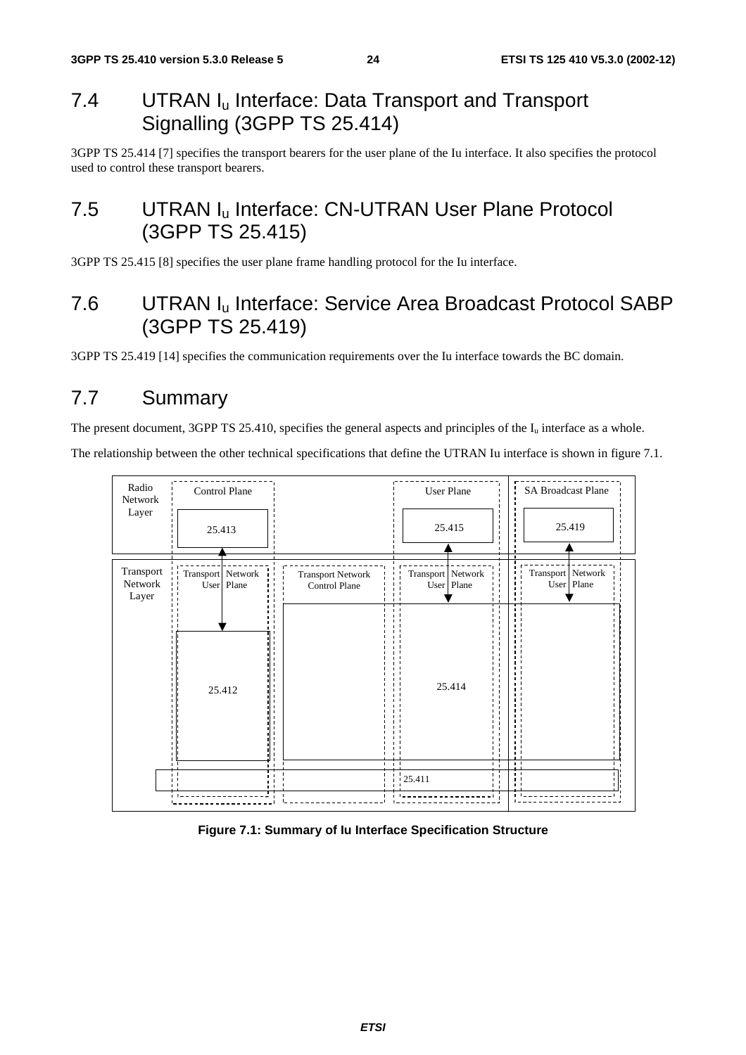## 7.4 UTRAN $I_u$ Interface: Data Transport and Transport Signalling (3GPP TS 25.414)

3GPP TS 25.414 [7] specifies the transport bearers for the user plane of the Iu interface. It also specifies the protocol used to control these transport bearers.

## 7.5 UTRAN $I_u$ Interface: CN-UTRAN User Plane Protocol (3GPP TS 25.415)

3GPP TS 25.415 [8] specifies the user plane frame handling protocol for the Iu interface.

## 7.6 UTRAN $I_u$ Interface: Service Area Broadcast Protocol SABP (3GPP TS 25.419)

3GPP TS 25.419 [14] specifies the communication requirements over the Iu interface towards the BC domain.

## 7.7 Summary

The present document, 3GPP TS 25.410, specifies the general aspects and principles of the $I_u$ interface as a whole.

The relationship between the other technical specifications that define the UTRAN Iu interface is shown in figure 7.1.

Radio Network Layer | Control Plane: 25.413 | User Plane: 25.415 | SA Broadcast Plane: 25.419

Transport Network Layer | Transport Network User Plane: 25.412 | Transport Network Control Plane | Transport Network User Plane: 25.414 | Transport Network User Plane | 25.411

**Figure 7.1: Summary of Iu Interface Specification Structure**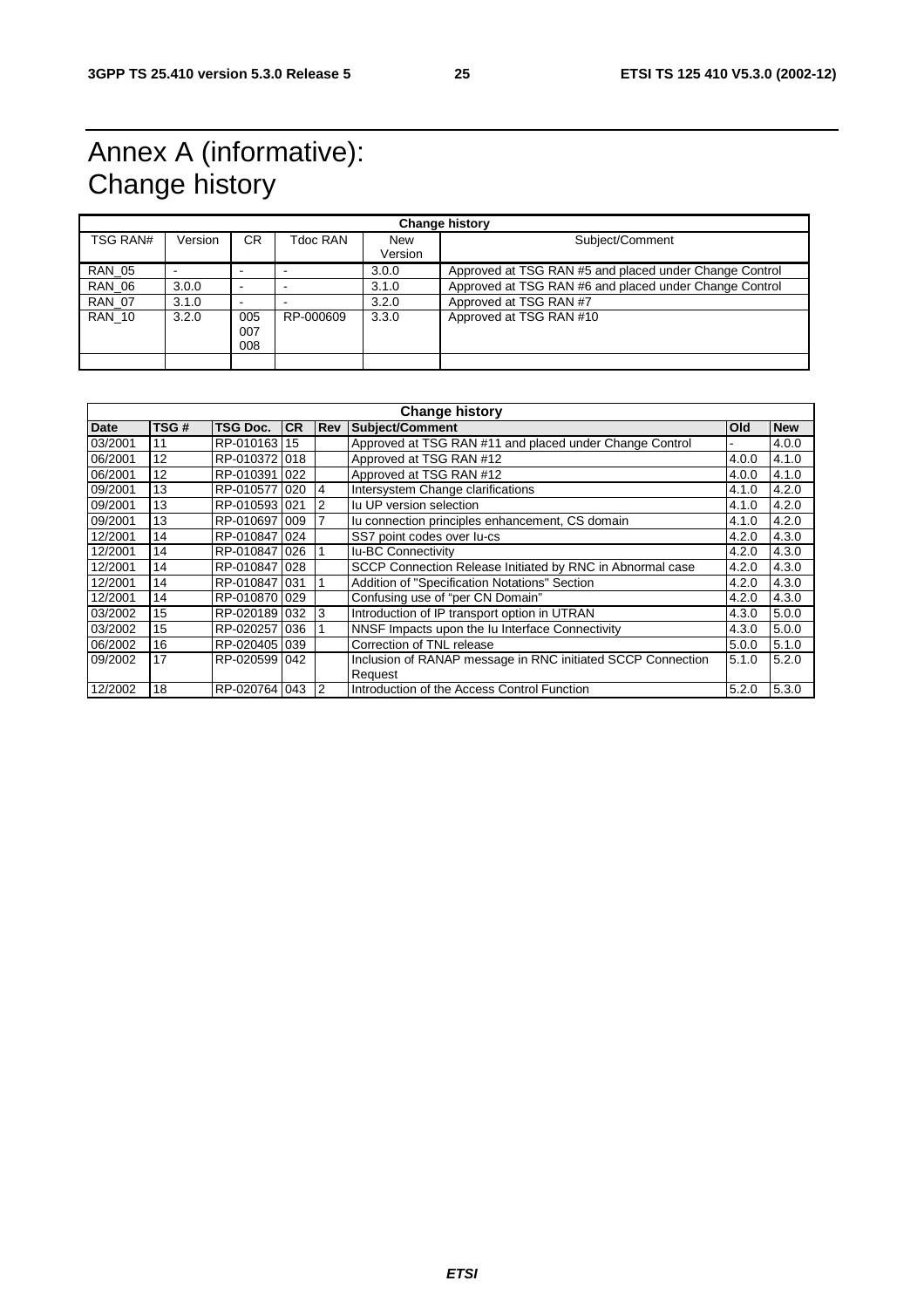# Annex A (informative): Change history

| Change history | | | | | |
|---|---|---|---|---|---|
| TSG RAN# | Version | CR | Tdoc RAN | New Version | Subject/Comment |
| RAN_05 | - | - | - | 3.0.0 | Approved at TSG RAN #5 and placed under Change Control |
| RAN_06 | 3.0.0 | - | - | 3.1.0 | Approved at TSG RAN #6 and placed under Change Control |
| RAN_07 | 3.1.0 | - | - | 3.2.0 | Approved at TSG RAN #7 |
| RAN_10 | 3.2.0 | 005 007 008 | RP-000609 | 3.3.0 | Approved at TSG RAN #10 |
| | | | | | |

| Change history | | | | | | | |
|---|---|---|---|---|---|---|---|
| **Date** | **TSG #** | **TSG Doc.** | **CR** | **Rev** | **Subject/Comment** | **Old** | **New** |
| 03/2001 | 11 | RP-010163 | 15 | | Approved at TSG RAN #11 and placed under Change Control | - | 4.0.0 |
| 06/2001 | 12 | RP-010372 | 018 | | Approved at TSG RAN #12 | 4.0.0 | 4.1.0 |
| 06/2001 | 12 | RP-010391 | 022 | | Approved at TSG RAN #12 | 4.0.0 | 4.1.0 |
| 09/2001 | 13 | RP-010577 | 020 | 4 | Intersystem Change clarifications | 4.1.0 | 4.2.0 |
| 09/2001 | 13 | RP-010593 | 021 | 2 | Iu UP version selection | 4.1.0 | 4.2.0 |
| 09/2001 | 13 | RP-010697 | 009 | 7 | Iu connection principles enhancement, CS domain | 4.1.0 | 4.2.0 |
| 12/2001 | 14 | RP-010847 | 024 | | SS7 point codes over Iu-cs | 4.2.0 | 4.3.0 |
| 12/2001 | 14 | RP-010847 | 026 | 1 | Iu-BC Connectivity | 4.2.0 | 4.3.0 |
| 12/2001 | 14 | RP-010847 | 028 | | SCCP Connection Release Initiated by RNC in Abnormal case | 4.2.0 | 4.3.0 |
| 12/2001 | 14 | RP-010847 | 031 | 1 | Addition of "Specification Notations" Section | 4.2.0 | 4.3.0 |
| 12/2001 | 14 | RP-010870 | 029 | | Confusing use of "per CN Domain" | 4.2.0 | 4.3.0 |
| 03/2002 | 15 | RP-020189 | 032 | 3 | Introduction of IP transport option in UTRAN | 4.3.0 | 5.0.0 |
| 03/2002 | 15 | RP-020257 | 036 | 1 | NNSF Impacts upon the Iu Interface Connectivity | 4.3.0 | 5.0.0 |
| 06/2002 | 16 | RP-020405 | 039 | | Correction of TNL release | 5.0.0 | 5.1.0 |
| 09/2002 | 17 | RP-020599 | 042 | | Inclusion of RANAP message in RNC initiated SCCP Connection Request | 5.1.0 | 5.2.0 |
| 12/2002 | 18 | RP-020764 | 043 | 2 | Introduction of the Access Control Function | 5.2.0 | 5.3.0 |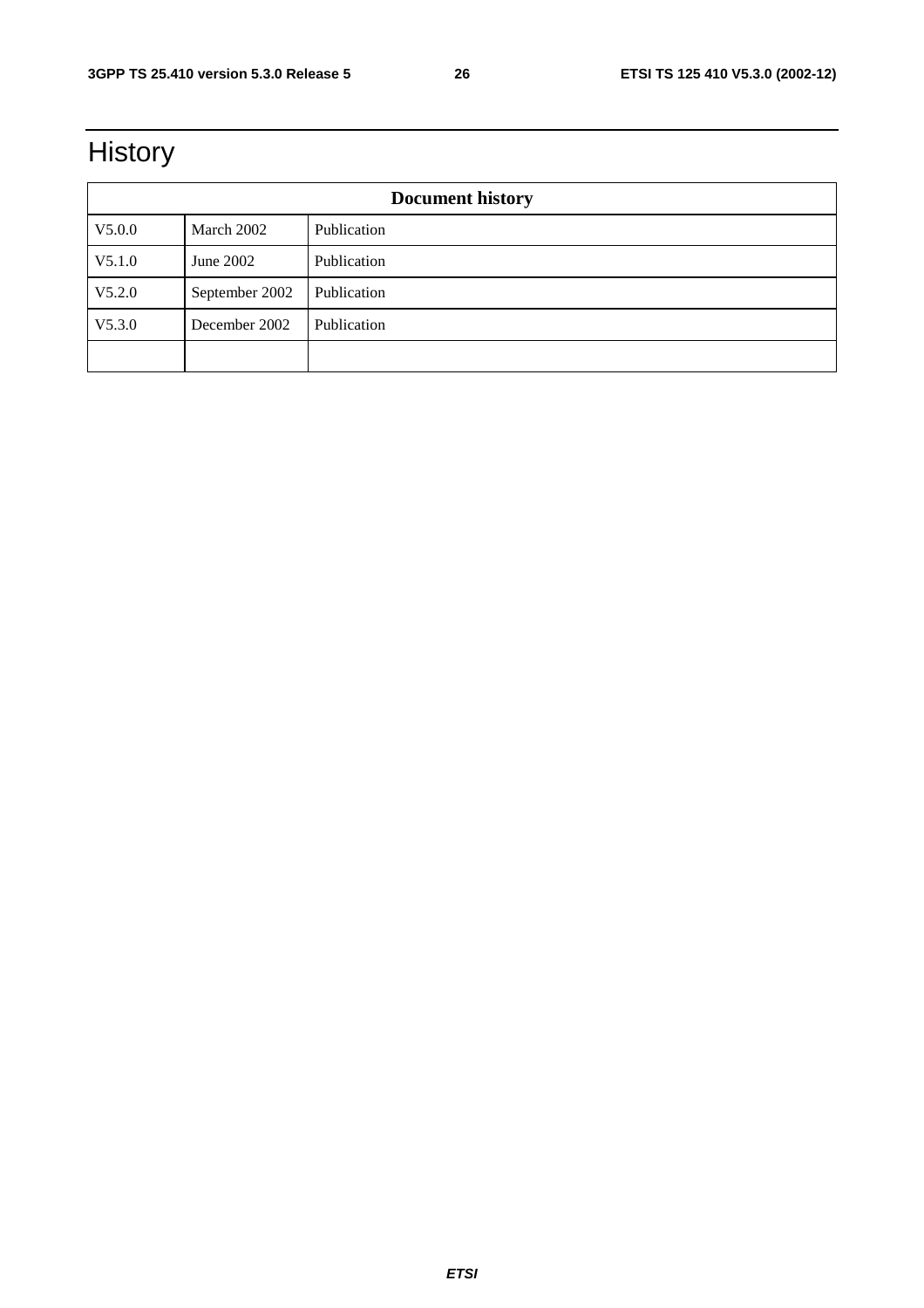# History

| Document history | | |
|---|---|---|
| V5.0.0 | March 2002 | Publication |
| V5.1.0 | June 2002 | Publication |
| V5.2.0 | September 2002 | Publication |
| V5.3.0 | December 2002 | Publication |
| | | |